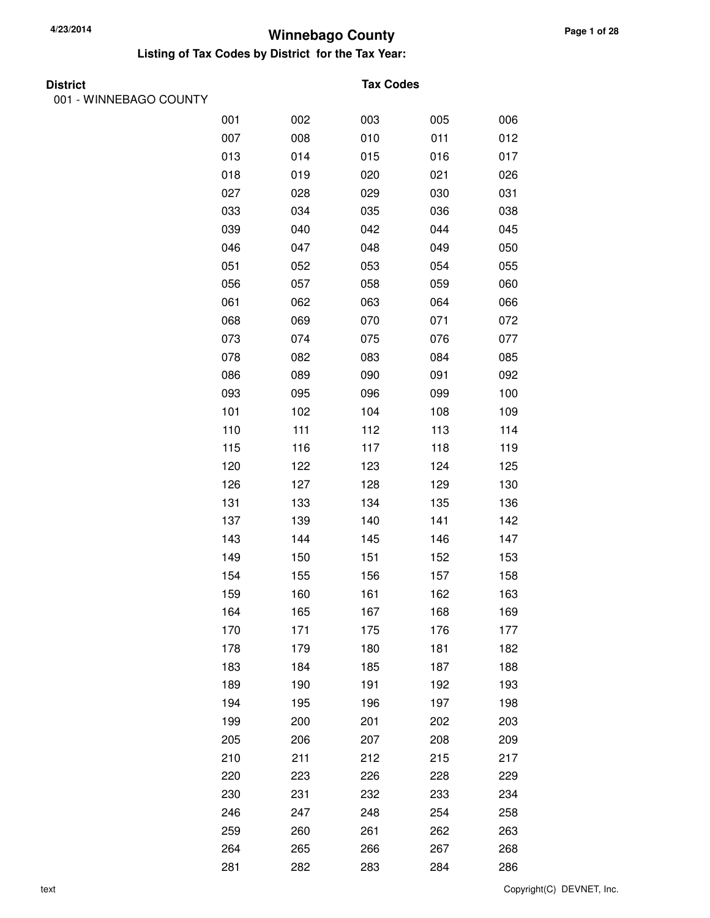# Winnebago County

## Listing of Tax Codes by District for the Tax Year:

| District | Tax Codes | | | | |
|---|---|---|---|---|---|
| 001 - WINNEBAGO COUNTY | | | | | |
| | 001 | 002 | 003 | 005 | 006 |
| | 007 | 008 | 010 | 011 | 012 |
| | 013 | 014 | 015 | 016 | 017 |
| | 018 | 019 | 020 | 021 | 026 |
| | 027 | 028 | 029 | 030 | 031 |
| | 033 | 034 | 035 | 036 | 038 |
| | 039 | 040 | 042 | 044 | 045 |
| | 046 | 047 | 048 | 049 | 050 |
| | 051 | 052 | 053 | 054 | 055 |
| | 056 | 057 | 058 | 059 | 060 |
| | 061 | 062 | 063 | 064 | 066 |
| | 068 | 069 | 070 | 071 | 072 |
| | 073 | 074 | 075 | 076 | 077 |
| | 078 | 082 | 083 | 084 | 085 |
| | 086 | 089 | 090 | 091 | 092 |
| | 093 | 095 | 096 | 099 | 100 |
| | 101 | 102 | 104 | 108 | 109 |
| | 110 | 111 | 112 | 113 | 114 |
| | 115 | 116 | 117 | 118 | 119 |
| | 120 | 122 | 123 | 124 | 125 |
| | 126 | 127 | 128 | 129 | 130 |
| | 131 | 133 | 134 | 135 | 136 |
| | 137 | 139 | 140 | 141 | 142 |
| | 143 | 144 | 145 | 146 | 147 |
| | 149 | 150 | 151 | 152 | 153 |
| | 154 | 155 | 156 | 157 | 158 |
| | 159 | 160 | 161 | 162 | 163 |
| | 164 | 165 | 167 | 168 | 169 |
| | 170 | 171 | 175 | 176 | 177 |
| | 178 | 179 | 180 | 181 | 182 |
| | 183 | 184 | 185 | 187 | 188 |
| | 189 | 190 | 191 | 192 | 193 |
| | 194 | 195 | 196 | 197 | 198 |
| | 199 | 200 | 201 | 202 | 203 |
| | 205 | 206 | 207 | 208 | 209 |
| | 210 | 211 | 212 | 215 | 217 |
| | 220 | 223 | 226 | 228 | 229 |
| | 230 | 231 | 232 | 233 | 234 |
| | 246 | 247 | 248 | 254 | 258 |
| | 259 | 260 | 261 | 262 | 263 |
| | 264 | 265 | 266 | 267 | 268 |
| | 281 | 282 | 283 | 284 | 286 |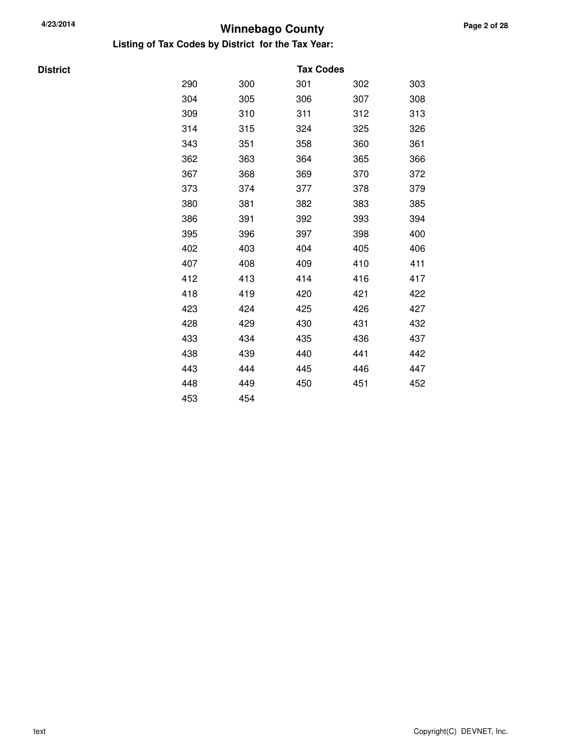# Winnebago County

## Listing of Tax Codes by District for the Tax Year:

| District | Tax Codes | | | | |
|---|---|---|---|---|---|
| | 290 | 300 | 301 | 302 | 303 |
| | 304 | 305 | 306 | 307 | 308 |
| | 309 | 310 | 311 | 312 | 313 |
| | 314 | 315 | 324 | 325 | 326 |
| | 343 | 351 | 358 | 360 | 361 |
| | 362 | 363 | 364 | 365 | 366 |
| | 367 | 368 | 369 | 370 | 372 |
| | 373 | 374 | 377 | 378 | 379 |
| | 380 | 381 | 382 | 383 | 385 |
| | 386 | 391 | 392 | 393 | 394 |
| | 395 | 396 | 397 | 398 | 400 |
| | 402 | 403 | 404 | 405 | 406 |
| | 407 | 408 | 409 | 410 | 411 |
| | 412 | 413 | 414 | 416 | 417 |
| | 418 | 419 | 420 | 421 | 422 |
| | 423 | 424 | 425 | 426 | 427 |
| | 428 | 429 | 430 | 431 | 432 |
| | 433 | 434 | 435 | 436 | 437 |
| | 438 | 439 | 440 | 441 | 442 |
| | 443 | 444 | 445 | 446 | 447 |
| | 448 | 449 | 450 | 451 | 452 |
| | 453 | 454 | | | |

text

Copyright(C) DEVNET, Inc.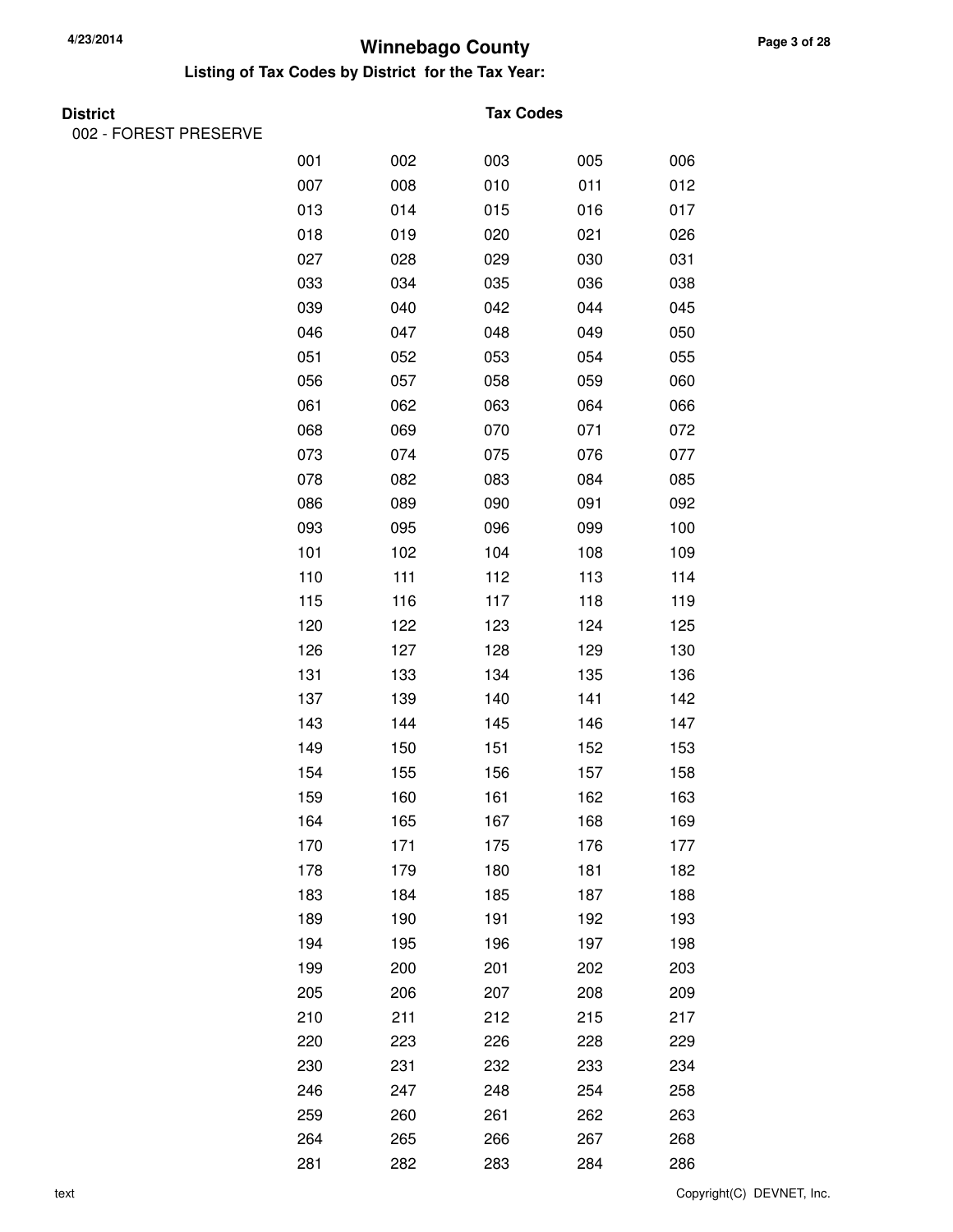# Winnebago County

**Listing of Tax Codes by District for the Tax Year:**

| District | Tax Codes | | | | |
|---|---|---|---|---|---|
| 002 - FOREST PRESERVE | | | | | |
| | 001 | 002 | 003 | 005 | 006 |
| | 007 | 008 | 010 | 011 | 012 |
| | 013 | 014 | 015 | 016 | 017 |
| | 018 | 019 | 020 | 021 | 026 |
| | 027 | 028 | 029 | 030 | 031 |
| | 033 | 034 | 035 | 036 | 038 |
| | 039 | 040 | 042 | 044 | 045 |
| | 046 | 047 | 048 | 049 | 050 |
| | 051 | 052 | 053 | 054 | 055 |
| | 056 | 057 | 058 | 059 | 060 |
| | 061 | 062 | 063 | 064 | 066 |
| | 068 | 069 | 070 | 071 | 072 |
| | 073 | 074 | 075 | 076 | 077 |
| | 078 | 082 | 083 | 084 | 085 |
| | 086 | 089 | 090 | 091 | 092 |
| | 093 | 095 | 096 | 099 | 100 |
| | 101 | 102 | 104 | 108 | 109 |
| | 110 | 111 | 112 | 113 | 114 |
| | 115 | 116 | 117 | 118 | 119 |
| | 120 | 122 | 123 | 124 | 125 |
| | 126 | 127 | 128 | 129 | 130 |
| | 131 | 133 | 134 | 135 | 136 |
| | 137 | 139 | 140 | 141 | 142 |
| | 143 | 144 | 145 | 146 | 147 |
| | 149 | 150 | 151 | 152 | 153 |
| | 154 | 155 | 156 | 157 | 158 |
| | 159 | 160 | 161 | 162 | 163 |
| | 164 | 165 | 167 | 168 | 169 |
| | 170 | 171 | 175 | 176 | 177 |
| | 178 | 179 | 180 | 181 | 182 |
| | 183 | 184 | 185 | 187 | 188 |
| | 189 | 190 | 191 | 192 | 193 |
| | 194 | 195 | 196 | 197 | 198 |
| | 199 | 200 | 201 | 202 | 203 |
| | 205 | 206 | 207 | 208 | 209 |
| | 210 | 211 | 212 | 215 | 217 |
| | 220 | 223 | 226 | 228 | 229 |
| | 230 | 231 | 232 | 233 | 234 |
| | 246 | 247 | 248 | 254 | 258 |
| | 259 | 260 | 261 | 262 | 263 |
| | 264 | 265 | 266 | 267 | 268 |
| | 281 | 282 | 283 | 284 | 286 |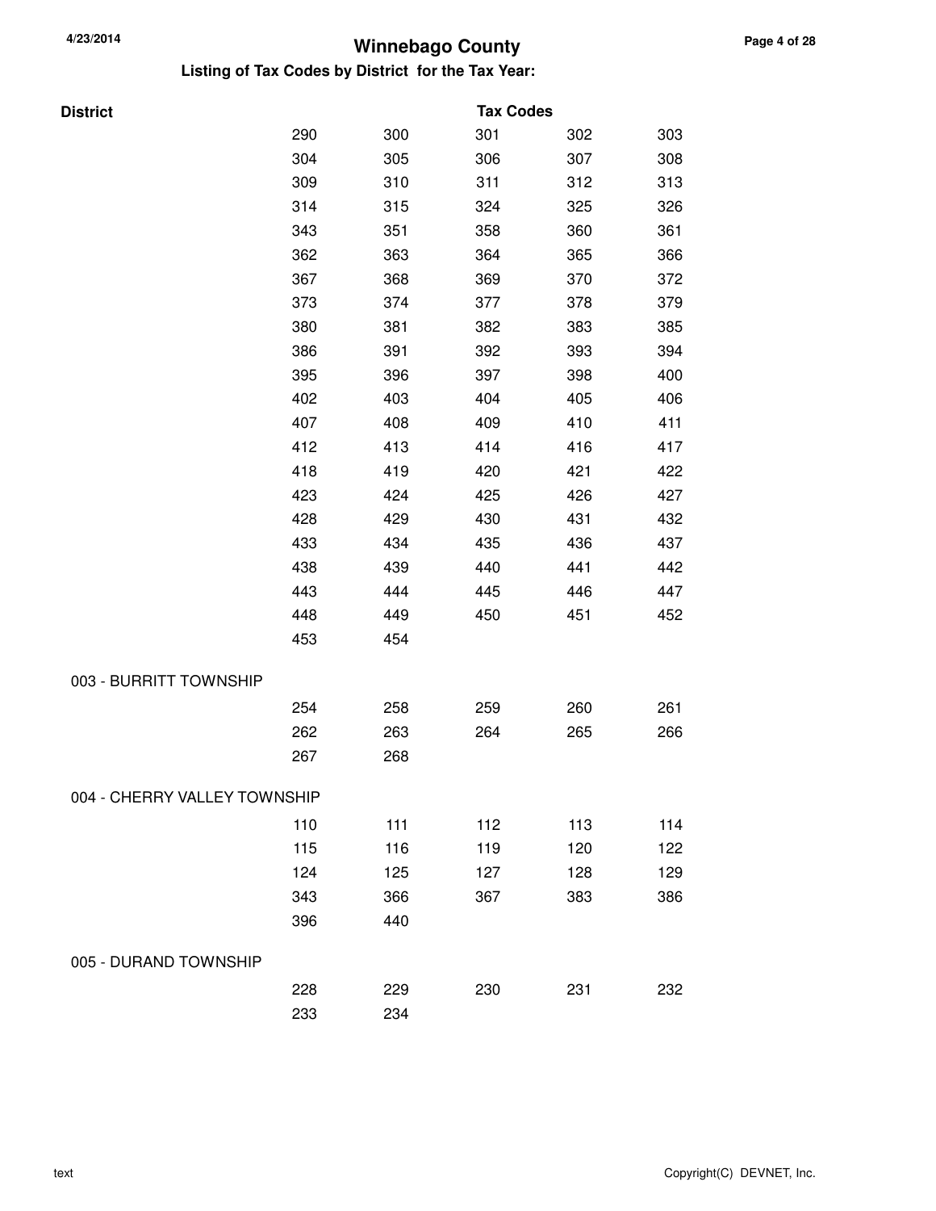# Winnebago County

## Listing of Tax Codes by District for the Tax Year:

| District | Tax Codes | | | | |
|---|---|---|---|---|---|
| | 290 | 300 | 301 | 302 | 303 |
| | 304 | 305 | 306 | 307 | 308 |
| | 309 | 310 | 311 | 312 | 313 |
| | 314 | 315 | 324 | 325 | 326 |
| | 343 | 351 | 358 | 360 | 361 |
| | 362 | 363 | 364 | 365 | 366 |
| | 367 | 368 | 369 | 370 | 372 |
| | 373 | 374 | 377 | 378 | 379 |
| | 380 | 381 | 382 | 383 | 385 |
| | 386 | 391 | 392 | 393 | 394 |
| | 395 | 396 | 397 | 398 | 400 |
| | 402 | 403 | 404 | 405 | 406 |
| | 407 | 408 | 409 | 410 | 411 |
| | 412 | 413 | 414 | 416 | 417 |
| | 418 | 419 | 420 | 421 | 422 |
| | 423 | 424 | 425 | 426 | 427 |
| | 428 | 429 | 430 | 431 | 432 |
| | 433 | 434 | 435 | 436 | 437 |
| | 438 | 439 | 440 | 441 | 442 |
| | 443 | 444 | 445 | 446 | 447 |
| | 448 | 449 | 450 | 451 | 452 |
| | 453 | 454 | | | |
| 003 - BURRITT TOWNSHIP | | | | | |
| | 254 | 258 | 259 | 260 | 261 |
| | 262 | 263 | 264 | 265 | 266 |
| | 267 | 268 | | | |
| 004 - CHERRY VALLEY TOWNSHIP | | | | | |
| | 110 | 111 | 112 | 113 | 114 |
| | 115 | 116 | 119 | 120 | 122 |
| | 124 | 125 | 127 | 128 | 129 |
| | 343 | 366 | 367 | 383 | 386 |
| | 396 | 440 | | | |
| 005 - DURAND TOWNSHIP | | | | | |
| | 228 | 229 | 230 | 231 | 232 |
| | 233 | 234 | | | |

text

Copyright(C) DEVNET, Inc.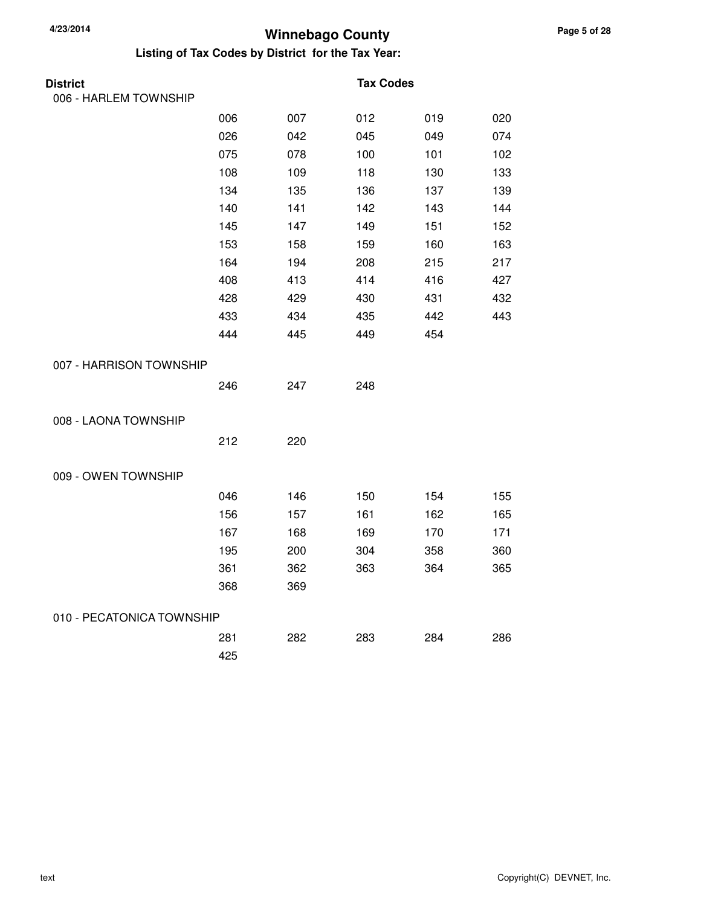# Winnebago County

## Listing of Tax Codes by District for the Tax Year:

| District | Tax Codes | | | | |
|---|---|---|---|---|---|
| 006 - HARLEM TOWNSHIP | | | | | |
| | 006 | 007 | 012 | 019 | 020 |
| | 026 | 042 | 045 | 049 | 074 |
| | 075 | 078 | 100 | 101 | 102 |
| | 108 | 109 | 118 | 130 | 133 |
| | 134 | 135 | 136 | 137 | 139 |
| | 140 | 141 | 142 | 143 | 144 |
| | 145 | 147 | 149 | 151 | 152 |
| | 153 | 158 | 159 | 160 | 163 |
| | 164 | 194 | 208 | 215 | 217 |
| | 408 | 413 | 414 | 416 | 427 |
| | 428 | 429 | 430 | 431 | 432 |
| | 433 | 434 | 435 | 442 | 443 |
| | 444 | 445 | 449 | 454 | |
| 007 - HARRISON TOWNSHIP | | | | | |
| | 246 | 247 | 248 | | |
| 008 - LAONA TOWNSHIP | | | | | |
| | 212 | 220 | | | |
| 009 - OWEN TOWNSHIP | | | | | |
| | 046 | 146 | 150 | 154 | 155 |
| | 156 | 157 | 161 | 162 | 165 |
| | 167 | 168 | 169 | 170 | 171 |
| | 195 | 200 | 304 | 358 | 360 |
| | 361 | 362 | 363 | 364 | 365 |
| | 368 | 369 | | | |
| 010 - PECATONICA TOWNSHIP | | | | | |
| | 281 | 282 | 283 | 284 | 286 |
| | 425 | | | | |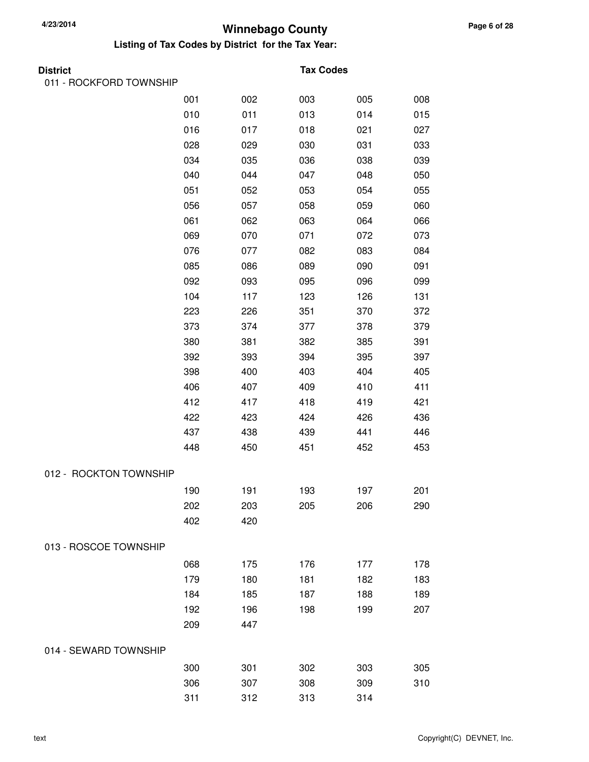# Winnebago County

**Listing of Tax Codes by District for the Tax Year:**

| District | | | Tax Codes | | |
|---|---|---|---|---|---|
| 011 - ROCKFORD TOWNSHIP | | | | | |
| | 001 | 002 | 003 | 005 | 008 |
| | 010 | 011 | 013 | 014 | 015 |
| | 016 | 017 | 018 | 021 | 027 |
| | 028 | 029 | 030 | 031 | 033 |
| | 034 | 035 | 036 | 038 | 039 |
| | 040 | 044 | 047 | 048 | 050 |
| | 051 | 052 | 053 | 054 | 055 |
| | 056 | 057 | 058 | 059 | 060 |
| | 061 | 062 | 063 | 064 | 066 |
| | 069 | 070 | 071 | 072 | 073 |
| | 076 | 077 | 082 | 083 | 084 |
| | 085 | 086 | 089 | 090 | 091 |
| | 092 | 093 | 095 | 096 | 099 |
| | 104 | 117 | 123 | 126 | 131 |
| | 223 | 226 | 351 | 370 | 372 |
| | 373 | 374 | 377 | 378 | 379 |
| | 380 | 381 | 382 | 385 | 391 |
| | 392 | 393 | 394 | 395 | 397 |
| | 398 | 400 | 403 | 404 | 405 |
| | 406 | 407 | 409 | 410 | 411 |
| | 412 | 417 | 418 | 419 | 421 |
| | 422 | 423 | 424 | 426 | 436 |
| | 437 | 438 | 439 | 441 | 446 |
| | 448 | 450 | 451 | 452 | 453 |
| 012 - ROCKTON TOWNSHIP | | | | | |
| | 190 | 191 | 193 | 197 | 201 |
| | 202 | 203 | 205 | 206 | 290 |
| | 402 | 420 | | | |
| 013 - ROSCOE TOWNSHIP | | | | | |
| | 068 | 175 | 176 | 177 | 178 |
| | 179 | 180 | 181 | 182 | 183 |
| | 184 | 185 | 187 | 188 | 189 |
| | 192 | 196 | 198 | 199 | 207 |
| | 209 | 447 | | | |
| 014 - SEWARD TOWNSHIP | | | | | |
| | 300 | 301 | 302 | 303 | 305 |
| | 306 | 307 | 308 | 309 | 310 |
| | 311 | 312 | 313 | 314 | |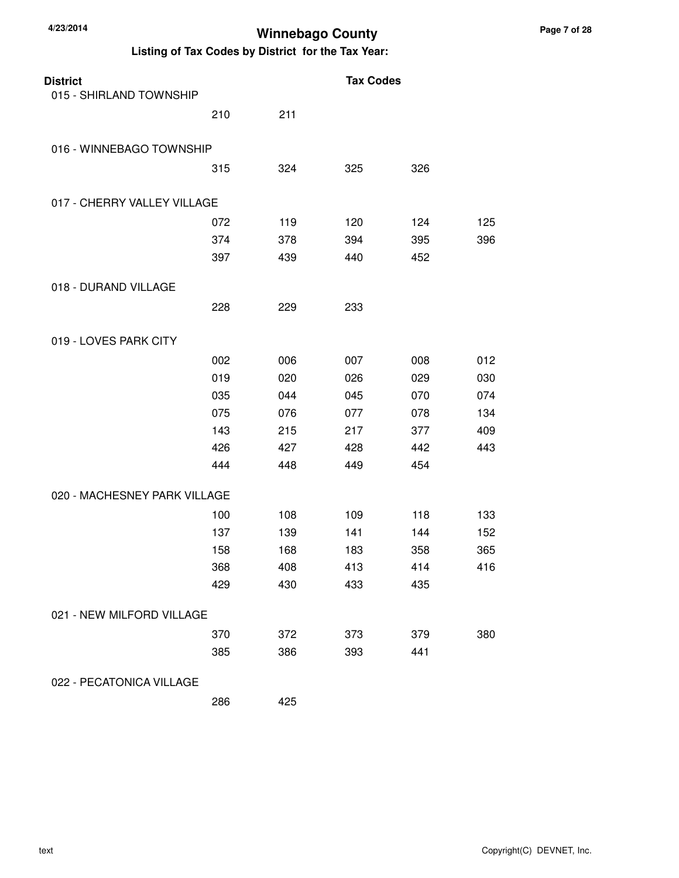# Winnebago County

## Listing of Tax Codes by District for the Tax Year:

| District | | | Tax Codes | | |
|---|---|---|---|---|---|
| 015 - SHIRLAND TOWNSHIP | | | | | |
| | 210 | 211 | | | |
| 016 - WINNEBAGO TOWNSHIP | | | | | |
| | 315 | 324 | 325 | 326 | |
| 017 - CHERRY VALLEY VILLAGE | | | | | |
| | 072 | 119 | 120 | 124 | 125 |
| | 374 | 378 | 394 | 395 | 396 |
| | 397 | 439 | 440 | 452 | |
| 018 - DURAND VILLAGE | | | | | |
| | 228 | 229 | 233 | | |
| 019 - LOVES PARK CITY | | | | | |
| | 002 | 006 | 007 | 008 | 012 |
| | 019 | 020 | 026 | 029 | 030 |
| | 035 | 044 | 045 | 070 | 074 |
| | 075 | 076 | 077 | 078 | 134 |
| | 143 | 215 | 217 | 377 | 409 |
| | 426 | 427 | 428 | 442 | 443 |
| | 444 | 448 | 449 | 454 | |
| 020 - MACHESNEY PARK VILLAGE | | | | | |
| | 100 | 108 | 109 | 118 | 133 |
| | 137 | 139 | 141 | 144 | 152 |
| | 158 | 168 | 183 | 358 | 365 |
| | 368 | 408 | 413 | 414 | 416 |
| | 429 | 430 | 433 | 435 | |
| 021 - NEW MILFORD VILLAGE | | | | | |
| | 370 | 372 | 373 | 379 | 380 |
| | 385 | 386 | 393 | 441 | |
| 022 - PECATONICA VILLAGE | | | | | |
| | 286 | 425 | | | |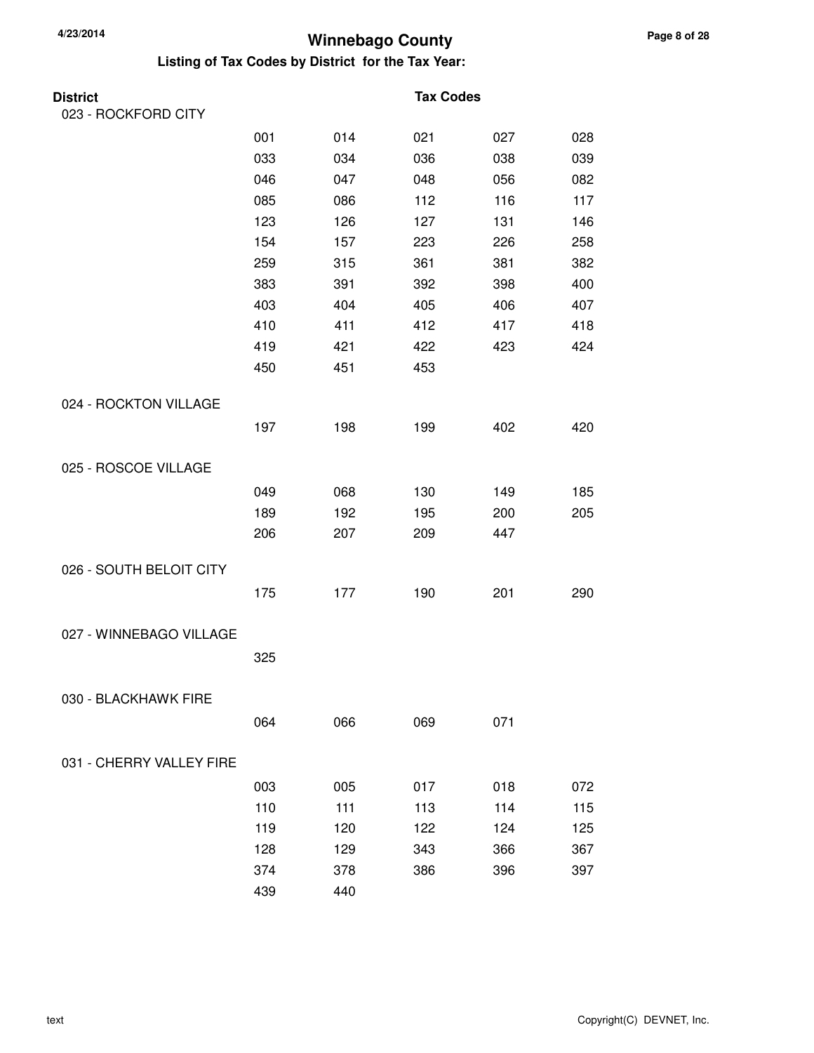# Winnebago County

## Listing of Tax Codes by District for the Tax Year:

| District | Tax Codes | | | | |
|---|---|---|---|---|---|
| 023 - ROCKFORD CITY | | | | | |
| | 001 | 014 | 021 | 027 | 028 |
| | 033 | 034 | 036 | 038 | 039 |
| | 046 | 047 | 048 | 056 | 082 |
| | 085 | 086 | 112 | 116 | 117 |
| | 123 | 126 | 127 | 131 | 146 |
| | 154 | 157 | 223 | 226 | 258 |
| | 259 | 315 | 361 | 381 | 382 |
| | 383 | 391 | 392 | 398 | 400 |
| | 403 | 404 | 405 | 406 | 407 |
| | 410 | 411 | 412 | 417 | 418 |
| | 419 | 421 | 422 | 423 | 424 |
| | 450 | 451 | 453 | | |
| 024 - ROCKTON VILLAGE | | | | | |
| | 197 | 198 | 199 | 402 | 420 |
| 025 - ROSCOE VILLAGE | | | | | |
| | 049 | 068 | 130 | 149 | 185 |
| | 189 | 192 | 195 | 200 | 205 |
| | 206 | 207 | 209 | 447 | |
| 026 - SOUTH BELOIT CITY | | | | | |
| | 175 | 177 | 190 | 201 | 290 |
| 027 - WINNEBAGO VILLAGE | | | | | |
| | 325 | | | | |
| 030 - BLACKHAWK FIRE | | | | | |
| | 064 | 066 | 069 | 071 | |
| 031 - CHERRY VALLEY FIRE | | | | | |
| | 003 | 005 | 017 | 018 | 072 |
| | 110 | 111 | 113 | 114 | 115 |
| | 119 | 120 | 122 | 124 | 125 |
| | 128 | 129 | 343 | 366 | 367 |
| | 374 | 378 | 386 | 396 | 397 |
| | 439 | 440 | | | |

text

Copyright(C) DEVNET, Inc.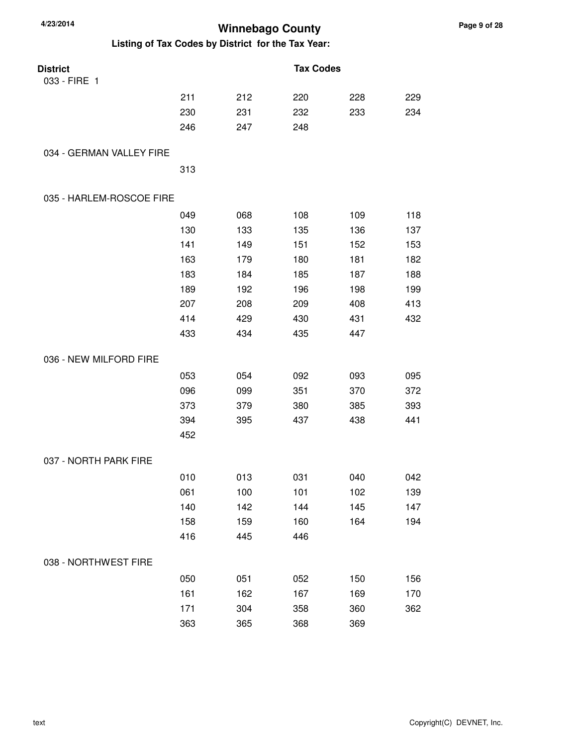# Winnebago County

## Listing of Tax Codes by District for the Tax Year:

| District | Tax Codes | | | | |
|---|---|---|---|---|---|
| 033 - FIRE 1 | | | | | |
| | 211 | 212 | 220 | 228 | 229 |
| | 230 | 231 | 232 | 233 | 234 |
| | 246 | 247 | 248 | | |
| 034 - GERMAN VALLEY FIRE | | | | | |
| | 313 | | | | |
| 035 - HARLEM-ROSCOE FIRE | | | | | |
| | 049 | 068 | 108 | 109 | 118 |
| | 130 | 133 | 135 | 136 | 137 |
| | 141 | 149 | 151 | 152 | 153 |
| | 163 | 179 | 180 | 181 | 182 |
| | 183 | 184 | 185 | 187 | 188 |
| | 189 | 192 | 196 | 198 | 199 |
| | 207 | 208 | 209 | 408 | 413 |
| | 414 | 429 | 430 | 431 | 432 |
| | 433 | 434 | 435 | 447 | |
| 036 - NEW MILFORD FIRE | | | | | |
| | 053 | 054 | 092 | 093 | 095 |
| | 096 | 099 | 351 | 370 | 372 |
| | 373 | 379 | 380 | 385 | 393 |
| | 394 | 395 | 437 | 438 | 441 |
| | 452 | | | | |
| 037 - NORTH PARK FIRE | | | | | |
| | 010 | 013 | 031 | 040 | 042 |
| | 061 | 100 | 101 | 102 | 139 |
| | 140 | 142 | 144 | 145 | 147 |
| | 158 | 159 | 160 | 164 | 194 |
| | 416 | 445 | 446 | | |
| 038 - NORTHWEST FIRE | | | | | |
| | 050 | 051 | 052 | 150 | 156 |
| | 161 | 162 | 167 | 169 | 170 |
| | 171 | 304 | 358 | 360 | 362 |
| | 363 | 365 | 368 | 369 | |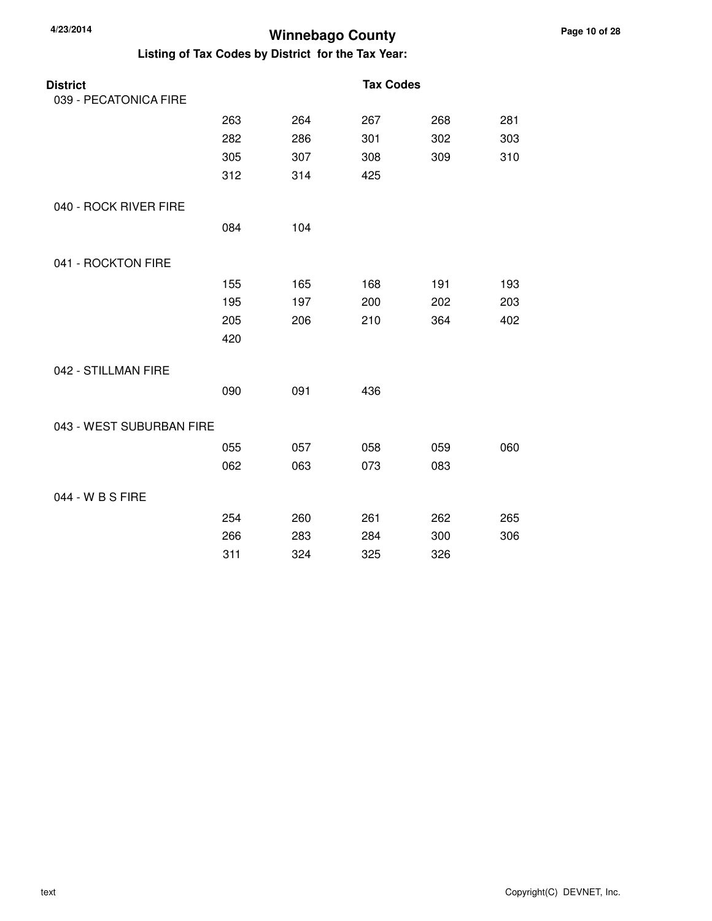# Winnebago County

## Listing of Tax Codes by District for the Tax Year:

| District | Tax Codes | | | | |
|---|---|---|---|---|---|
| 039 - PECATONICA FIRE | | | | | |
| | 263 | 264 | 267 | 268 | 281 |
| | 282 | 286 | 301 | 302 | 303 |
| | 305 | 307 | 308 | 309 | 310 |
| | 312 | 314 | 425 | | |
| 040 - ROCK RIVER FIRE | | | | | |
| | 084 | 104 | | | |
| 041 - ROCKTON FIRE | | | | | |
| | 155 | 165 | 168 | 191 | 193 |
| | 195 | 197 | 200 | 202 | 203 |
| | 205 | 206 | 210 | 364 | 402 |
| | 420 | | | | |
| 042 - STILLMAN FIRE | | | | | |
| | 090 | 091 | 436 | | |
| 043 - WEST SUBURBAN FIRE | | | | | |
| | 055 | 057 | 058 | 059 | 060 |
| | 062 | 063 | 073 | 083 | |
| 044 - W B S FIRE | | | | | |
| | 254 | 260 | 261 | 262 | 265 |
| | 266 | 283 | 284 | 300 | 306 |
| | 311 | 324 | 325 | 326 | |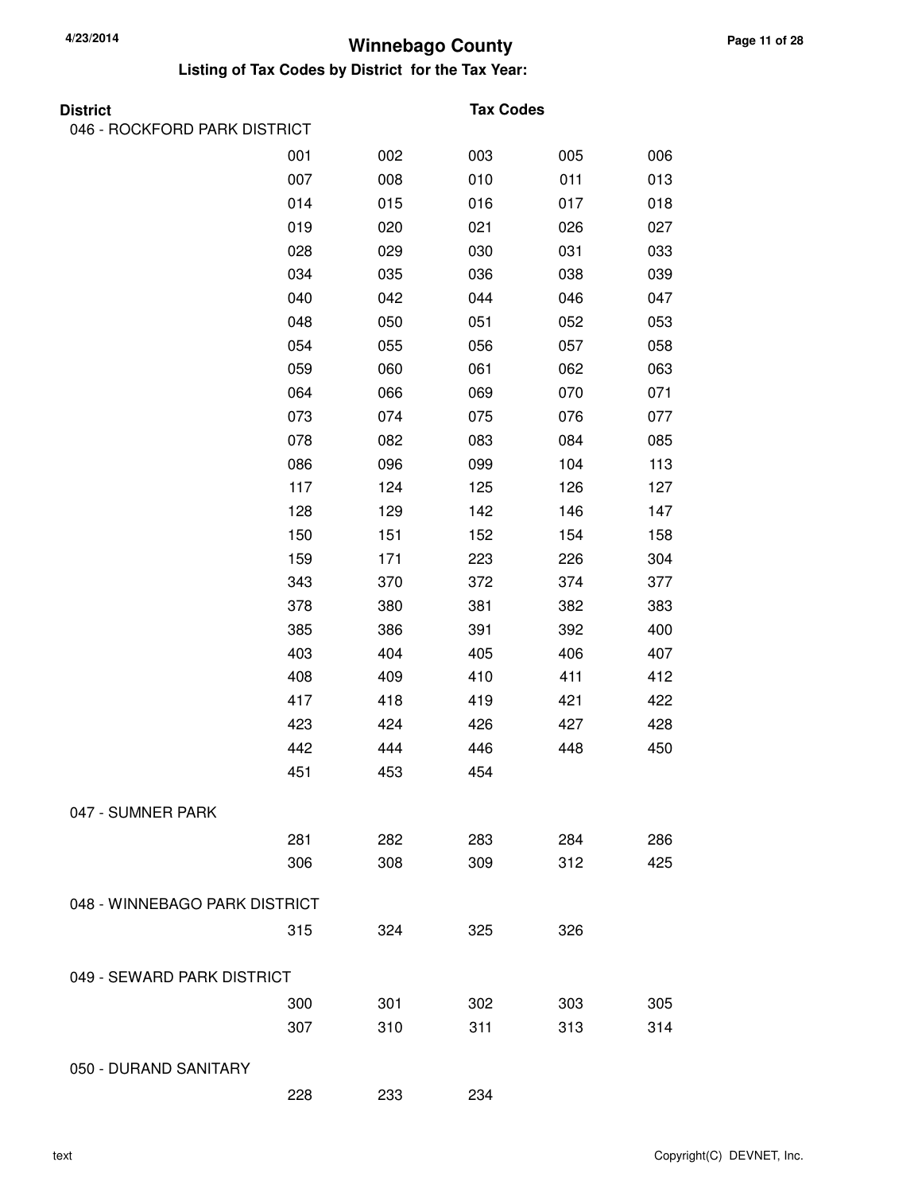# Winnebago County

## Listing of Tax Codes by District for the Tax Year:

**District** | **Tax Codes**

### 046 - ROCKFORD PARK DISTRICT

| | | | | |
|---|---|---|---|---|
| 001 | 002 | 003 | 005 | 006 |
| 007 | 008 | 010 | 011 | 013 |
| 014 | 015 | 016 | 017 | 018 |
| 019 | 020 | 021 | 026 | 027 |
| 028 | 029 | 030 | 031 | 033 |
| 034 | 035 | 036 | 038 | 039 |
| 040 | 042 | 044 | 046 | 047 |
| 048 | 050 | 051 | 052 | 053 |
| 054 | 055 | 056 | 057 | 058 |
| 059 | 060 | 061 | 062 | 063 |
| 064 | 066 | 069 | 070 | 071 |
| 073 | 074 | 075 | 076 | 077 |
| 078 | 082 | 083 | 084 | 085 |
| 086 | 096 | 099 | 104 | 113 |
| 117 | 124 | 125 | 126 | 127 |
| 128 | 129 | 142 | 146 | 147 |
| 150 | 151 | 152 | 154 | 158 |
| 159 | 171 | 223 | 226 | 304 |
| 343 | 370 | 372 | 374 | 377 |
| 378 | 380 | 381 | 382 | 383 |
| 385 | 386 | 391 | 392 | 400 |
| 403 | 404 | 405 | 406 | 407 |
| 408 | 409 | 410 | 411 | 412 |
| 417 | 418 | 419 | 421 | 422 |
| 423 | 424 | 426 | 427 | 428 |
| 442 | 444 | 446 | 448 | 450 |
| 451 | 453 | 454 | | |

### 047 - SUMNER PARK

| | | | | |
|---|---|---|---|---|
| 281 | 282 | 283 | 284 | 286 |
| 306 | 308 | 309 | 312 | 425 |

### 048 - WINNEBAGO PARK DISTRICT

| | | | |
|---|---|---|---|
| 315 | 324 | 325 | 326 |

### 049 - SEWARD PARK DISTRICT

| | | | | |
|---|---|---|---|---|
| 300 | 301 | 302 | 303 | 305 |
| 307 | 310 | 311 | 313 | 314 |

### 050 - DURAND SANITARY

| | | |
|---|---|---|
| 228 | 233 | 234 |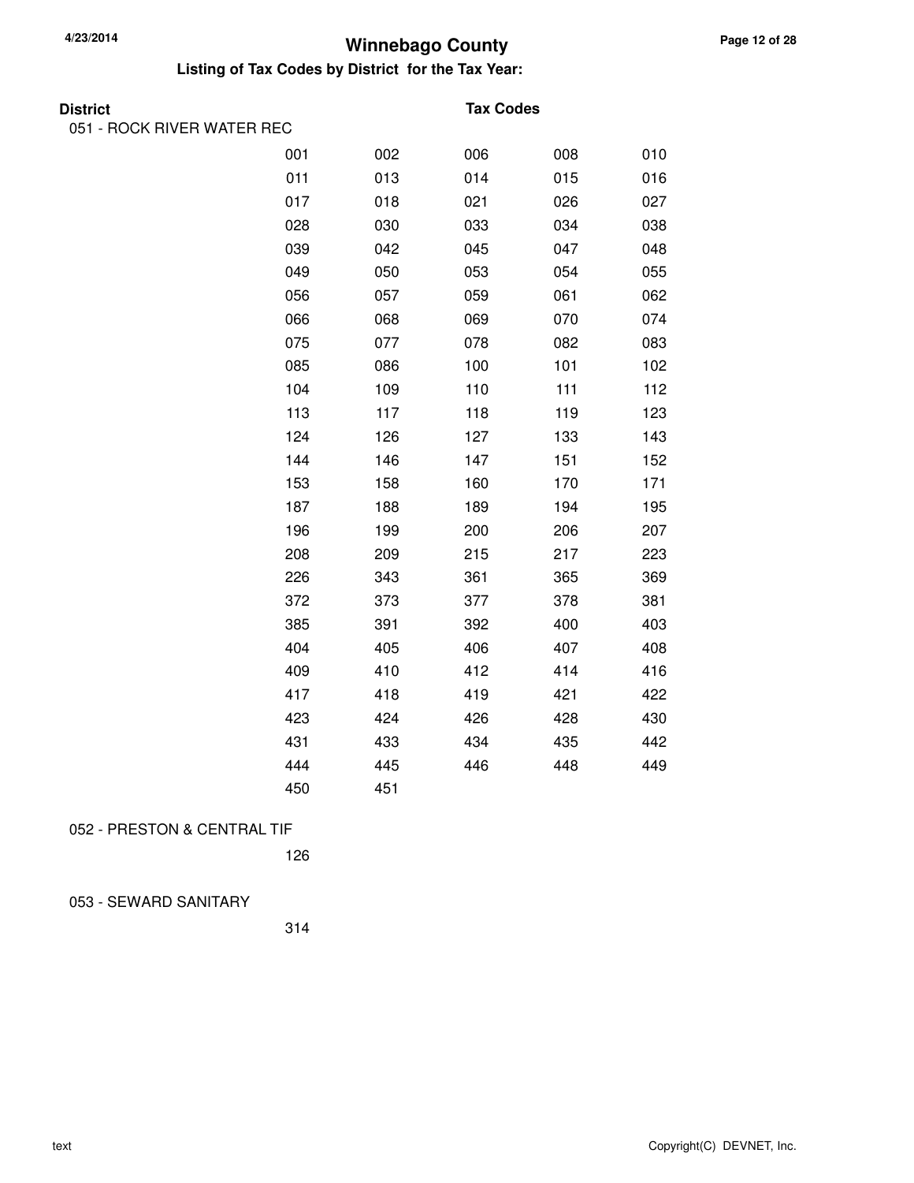# Winnebago County

## Listing of Tax Codes by District for the Tax Year:

**District** | **Tax Codes**

### 051 - ROCK RIVER WATER REC

| | | | | |
|---|---|---|---|---|
| 001 | 002 | 006 | 008 | 010 |
| 011 | 013 | 014 | 015 | 016 |
| 017 | 018 | 021 | 026 | 027 |
| 028 | 030 | 033 | 034 | 038 |
| 039 | 042 | 045 | 047 | 048 |
| 049 | 050 | 053 | 054 | 055 |
| 056 | 057 | 059 | 061 | 062 |
| 066 | 068 | 069 | 070 | 074 |
| 075 | 077 | 078 | 082 | 083 |
| 085 | 086 | 100 | 101 | 102 |
| 104 | 109 | 110 | 111 | 112 |
| 113 | 117 | 118 | 119 | 123 |
| 124 | 126 | 127 | 133 | 143 |
| 144 | 146 | 147 | 151 | 152 |
| 153 | 158 | 160 | 170 | 171 |
| 187 | 188 | 189 | 194 | 195 |
| 196 | 199 | 200 | 206 | 207 |
| 208 | 209 | 215 | 217 | 223 |
| 226 | 343 | 361 | 365 | 369 |
| 372 | 373 | 377 | 378 | 381 |
| 385 | 391 | 392 | 400 | 403 |
| 404 | 405 | 406 | 407 | 408 |
| 409 | 410 | 412 | 414 | 416 |
| 417 | 418 | 419 | 421 | 422 |
| 423 | 424 | 426 | 428 | 430 |
| 431 | 433 | 434 | 435 | 442 |
| 444 | 445 | 446 | 448 | 449 |
| 450 | 451 | | | |

### 052 - PRESTON & CENTRAL TIF

126

### 053 - SEWARD SANITARY

314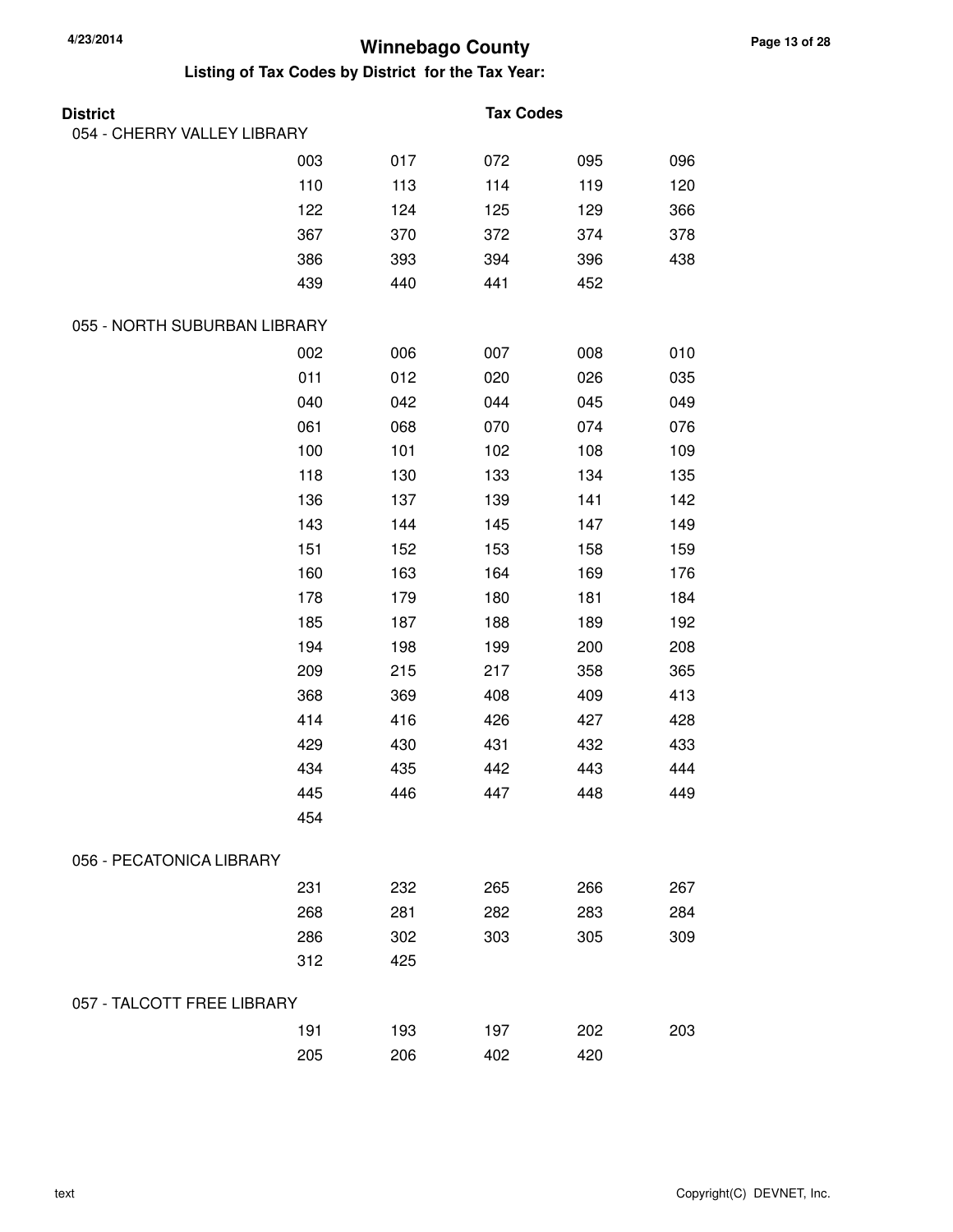# Winnebago County

## Listing of Tax Codes by District for the Tax Year:

**District** | **Tax Codes**

### 054 - CHERRY VALLEY LIBRARY

| | | | | |
|---|---|---|---|---|
| 003 | 017 | 072 | 095 | 096 |
| 110 | 113 | 114 | 119 | 120 |
| 122 | 124 | 125 | 129 | 366 |
| 367 | 370 | 372 | 374 | 378 |
| 386 | 393 | 394 | 396 | 438 |
| 439 | 440 | 441 | 452 | |

### 055 - NORTH SUBURBAN LIBRARY

| | | | | |
|---|---|---|---|---|
| 002 | 006 | 007 | 008 | 010 |
| 011 | 012 | 020 | 026 | 035 |
| 040 | 042 | 044 | 045 | 049 |
| 061 | 068 | 070 | 074 | 076 |
| 100 | 101 | 102 | 108 | 109 |
| 118 | 130 | 133 | 134 | 135 |
| 136 | 137 | 139 | 141 | 142 |
| 143 | 144 | 145 | 147 | 149 |
| 151 | 152 | 153 | 158 | 159 |
| 160 | 163 | 164 | 169 | 176 |
| 178 | 179 | 180 | 181 | 184 |
| 185 | 187 | 188 | 189 | 192 |
| 194 | 198 | 199 | 200 | 208 |
| 209 | 215 | 217 | 358 | 365 |
| 368 | 369 | 408 | 409 | 413 |
| 414 | 416 | 426 | 427 | 428 |
| 429 | 430 | 431 | 432 | 433 |
| 434 | 435 | 442 | 443 | 444 |
| 445 | 446 | 447 | 448 | 449 |
| 454 | | | | |

### 056 - PECATONICA LIBRARY

| | | | | |
|---|---|---|---|---|
| 231 | 232 | 265 | 266 | 267 |
| 268 | 281 | 282 | 283 | 284 |
| 286 | 302 | 303 | 305 | 309 |
| 312 | 425 | | | |

### 057 - TALCOTT FREE LIBRARY

| | | | | |
|---|---|---|---|---|
| 191 | 193 | 197 | 202 | 203 |
| 205 | 206 | 402 | 420 | |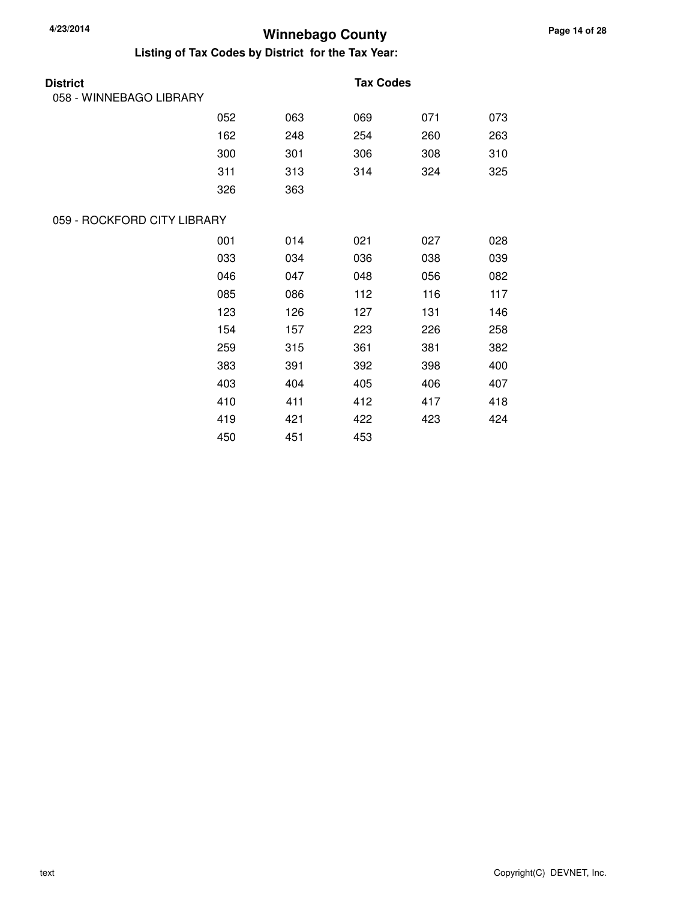# Winnebago County

## Listing of Tax Codes by District for the Tax Year:

| District | Tax Codes | | | | |
|---|---|---|---|---|---|
| 058 - WINNEBAGO LIBRARY | | | | | |
| | 052 | 063 | 069 | 071 | 073 |
| | 162 | 248 | 254 | 260 | 263 |
| | 300 | 301 | 306 | 308 | 310 |
| | 311 | 313 | 314 | 324 | 325 |
| | 326 | 363 | | | |
| 059 - ROCKFORD CITY LIBRARY | | | | | |
| | 001 | 014 | 021 | 027 | 028 |
| | 033 | 034 | 036 | 038 | 039 |
| | 046 | 047 | 048 | 056 | 082 |
| | 085 | 086 | 112 | 116 | 117 |
| | 123 | 126 | 127 | 131 | 146 |
| | 154 | 157 | 223 | 226 | 258 |
| | 259 | 315 | 361 | 381 | 382 |
| | 383 | 391 | 392 | 398 | 400 |
| | 403 | 404 | 405 | 406 | 407 |
| | 410 | 411 | 412 | 417 | 418 |
| | 419 | 421 | 422 | 423 | 424 |
| | 450 | 451 | 453 | | |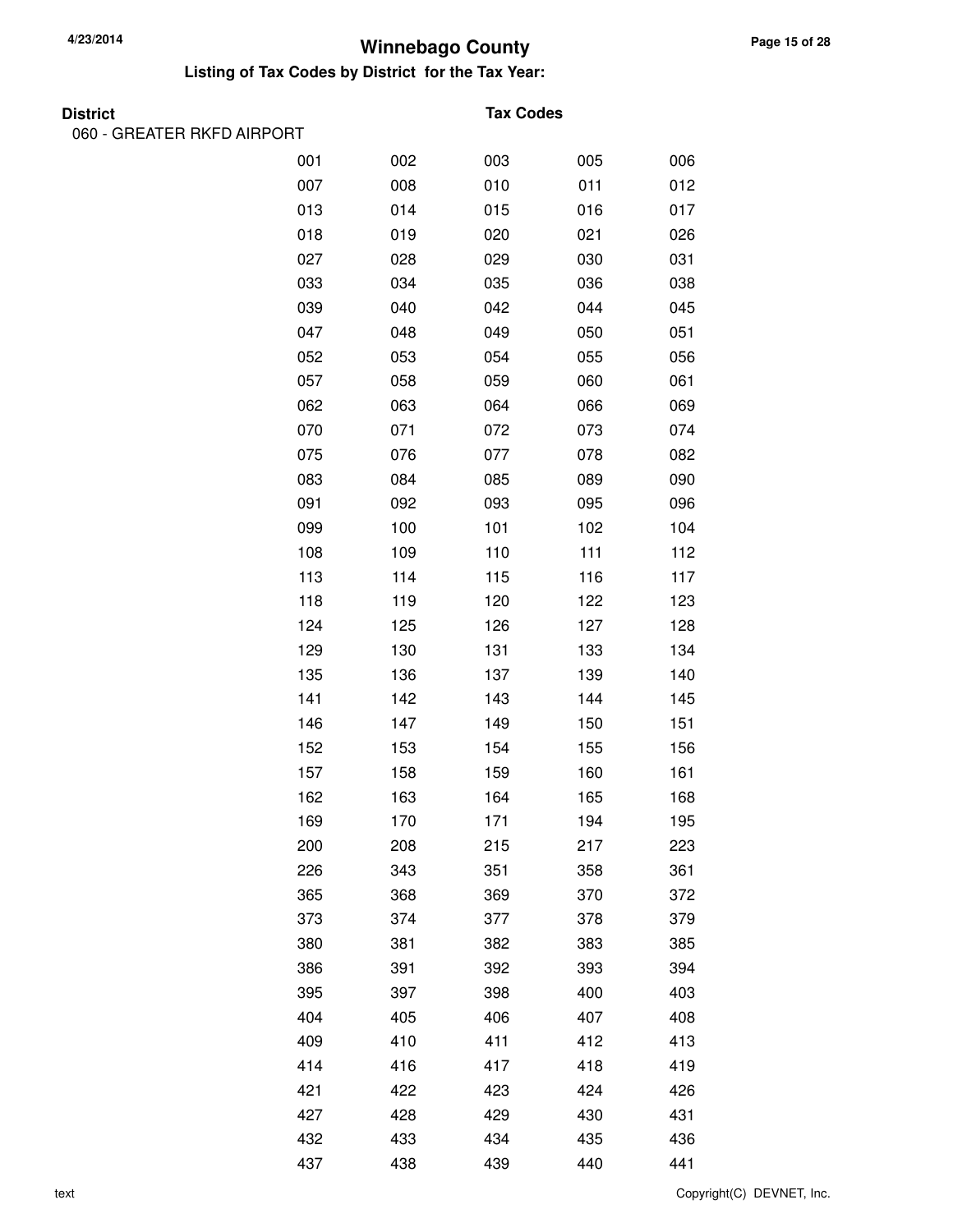# Winnebago County

## Listing of Tax Codes by District for the Tax Year:

| District | Tax Codes | | | | |
|---|---|---|---|---|---|
| 060 - GREATER RKFD AIRPORT | | | | | |
| | 001 | 002 | 003 | 005 | 006 |
| | 007 | 008 | 010 | 011 | 012 |
| | 013 | 014 | 015 | 016 | 017 |
| | 018 | 019 | 020 | 021 | 026 |
| | 027 | 028 | 029 | 030 | 031 |
| | 033 | 034 | 035 | 036 | 038 |
| | 039 | 040 | 042 | 044 | 045 |
| | 047 | 048 | 049 | 050 | 051 |
| | 052 | 053 | 054 | 055 | 056 |
| | 057 | 058 | 059 | 060 | 061 |
| | 062 | 063 | 064 | 066 | 069 |
| | 070 | 071 | 072 | 073 | 074 |
| | 075 | 076 | 077 | 078 | 082 |
| | 083 | 084 | 085 | 089 | 090 |
| | 091 | 092 | 093 | 095 | 096 |
| | 099 | 100 | 101 | 102 | 104 |
| | 108 | 109 | 110 | 111 | 112 |
| | 113 | 114 | 115 | 116 | 117 |
| | 118 | 119 | 120 | 122 | 123 |
| | 124 | 125 | 126 | 127 | 128 |
| | 129 | 130 | 131 | 133 | 134 |
| | 135 | 136 | 137 | 139 | 140 |
| | 141 | 142 | 143 | 144 | 145 |
| | 146 | 147 | 149 | 150 | 151 |
| | 152 | 153 | 154 | 155 | 156 |
| | 157 | 158 | 159 | 160 | 161 |
| | 162 | 163 | 164 | 165 | 168 |
| | 169 | 170 | 171 | 194 | 195 |
| | 200 | 208 | 215 | 217 | 223 |
| | 226 | 343 | 351 | 358 | 361 |
| | 365 | 368 | 369 | 370 | 372 |
| | 373 | 374 | 377 | 378 | 379 |
| | 380 | 381 | 382 | 383 | 385 |
| | 386 | 391 | 392 | 393 | 394 |
| | 395 | 397 | 398 | 400 | 403 |
| | 404 | 405 | 406 | 407 | 408 |
| | 409 | 410 | 411 | 412 | 413 |
| | 414 | 416 | 417 | 418 | 419 |
| | 421 | 422 | 423 | 424 | 426 |
| | 427 | 428 | 429 | 430 | 431 |
| | 432 | 433 | 434 | 435 | 436 |
| | 437 | 438 | 439 | 440 | 441 |

text

Copyright(C) DEVNET, Inc.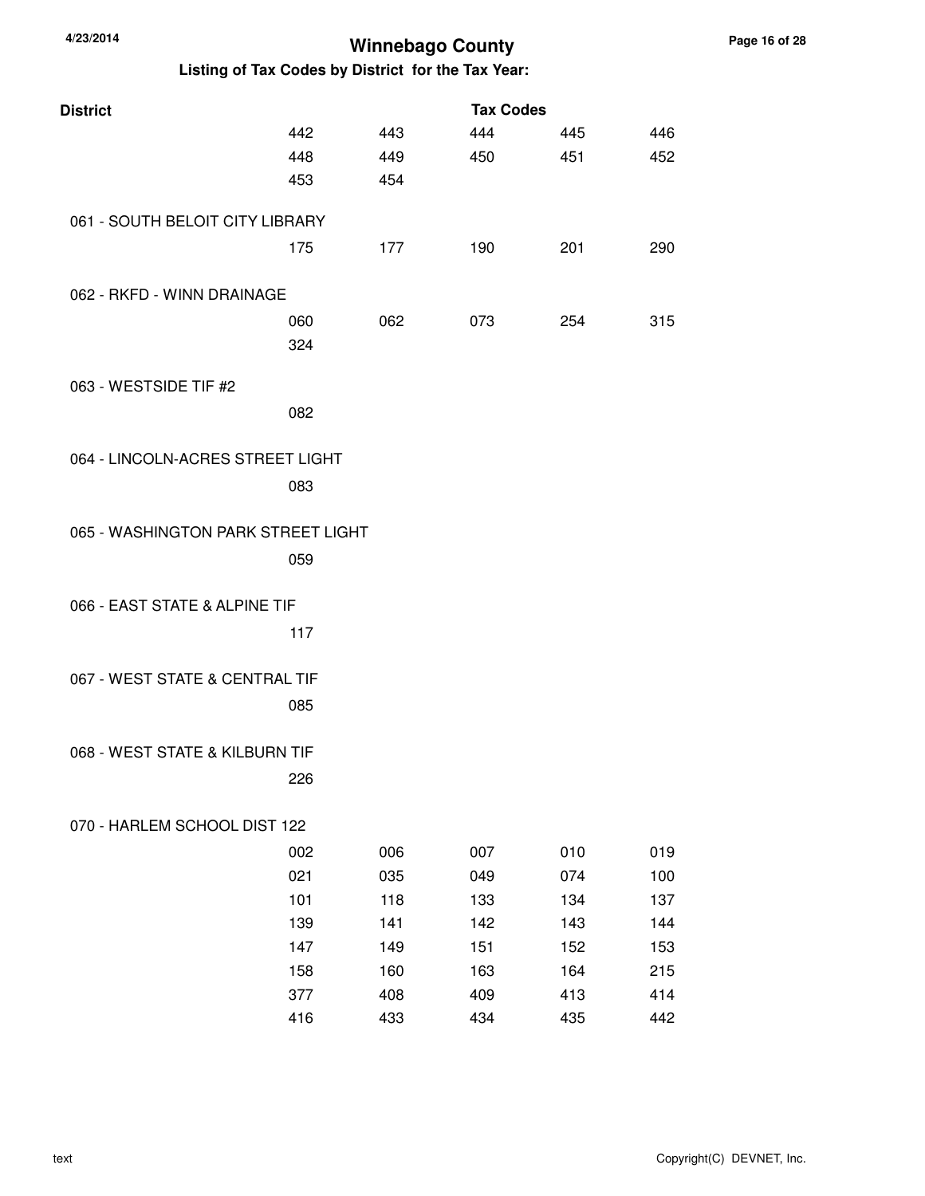# Winnebago County

## Listing of Tax Codes by District for the Tax Year:

| District | Tax Codes | | | | |
|---|---|---|---|---|---|
| | 442 | 443 | 444 | 445 | 446 |
| | 448 | 449 | 450 | 451 | 452 |
| | 453 | 454 | | | |
| 061 - SOUTH BELOIT CITY LIBRARY | | | | | |
| | 175 | 177 | 190 | 201 | 290 |
| 062 - RKFD - WINN DRAINAGE | | | | | |
| | 060 | 062 | 073 | 254 | 315 |
| | 324 | | | | |
| 063 - WESTSIDE TIF #2 | | | | | |
| | 082 | | | | |
| 064 - LINCOLN-ACRES STREET LIGHT | | | | | |
| | 083 | | | | |
| 065 - WASHINGTON PARK STREET LIGHT | | | | | |
| | 059 | | | | |
| 066 - EAST STATE & ALPINE TIF | | | | | |
| | 117 | | | | |
| 067 - WEST STATE & CENTRAL TIF | | | | | |
| | 085 | | | | |
| 068 - WEST STATE & KILBURN TIF | | | | | |
| | 226 | | | | |
| 070 - HARLEM SCHOOL DIST 122 | | | | | |
| | 002 | 006 | 007 | 010 | 019 |
| | 021 | 035 | 049 | 074 | 100 |
| | 101 | 118 | 133 | 134 | 137 |
| | 139 | 141 | 142 | 143 | 144 |
| | 147 | 149 | 151 | 152 | 153 |
| | 158 | 160 | 163 | 164 | 215 |
| | 377 | 408 | 409 | 413 | 414 |
| | 416 | 433 | 434 | 435 | 442 |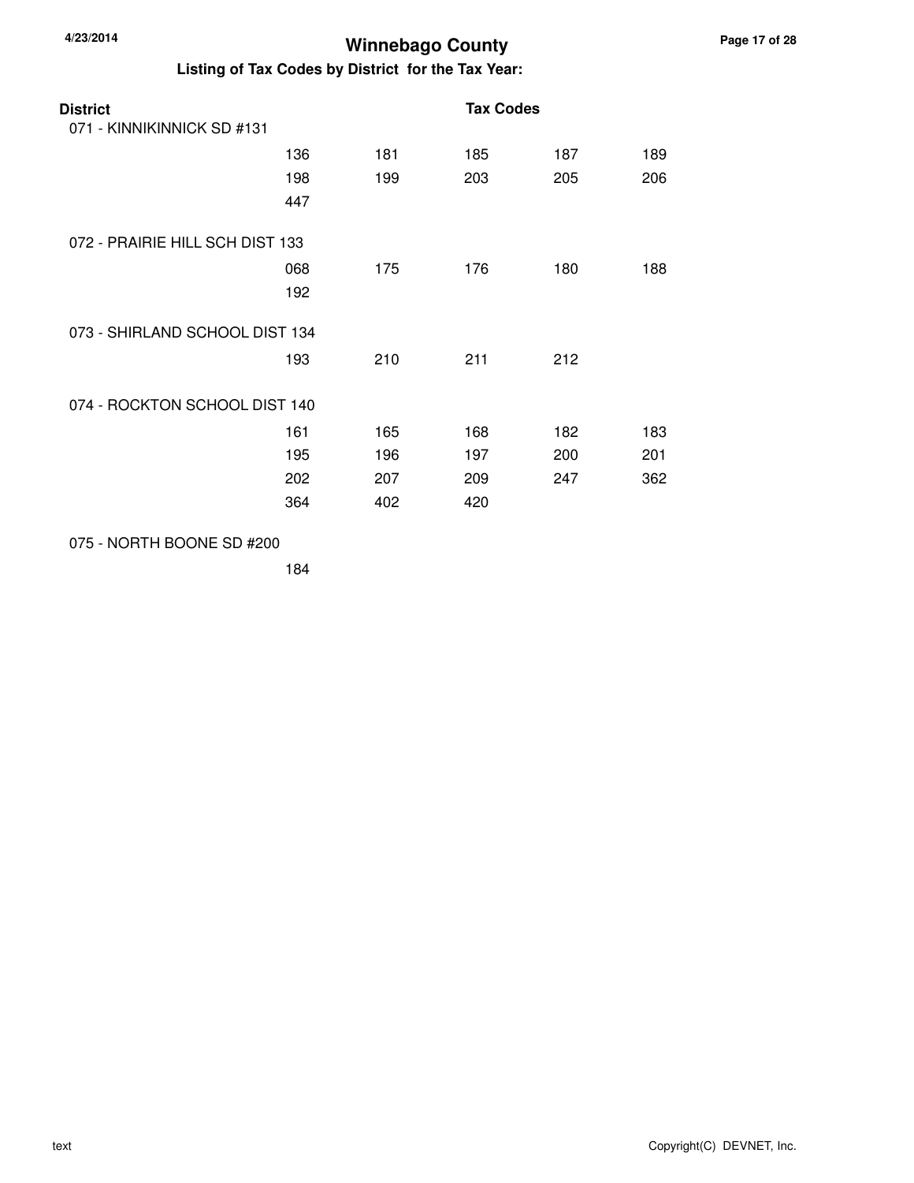# Winnebago County

## Listing of Tax Codes by District for the Tax Year:

| District | Tax Codes | | | | |
|---|---|---|---|---|---|
| 071 - KINNIKINNICK SD #131 | | | | | |
| | 136 | 181 | 185 | 187 | 189 |
| | 198 | 199 | 203 | 205 | 206 |
| | 447 | | | | |
| 072 - PRAIRIE HILL SCH DIST 133 | | | | | |
| | 068 | 175 | 176 | 180 | 188 |
| | 192 | | | | |
| 073 - SHIRLAND SCHOOL DIST 134 | | | | | |
| | 193 | 210 | 211 | 212 | |
| 074 - ROCKTON SCHOOL DIST 140 | | | | | |
| | 161 | 165 | 168 | 182 | 183 |
| | 195 | 196 | 197 | 200 | 201 |
| | 202 | 207 | 209 | 247 | 362 |
| | 364 | 402 | 420 | | |
| 075 - NORTH BOONE SD #200 | | | | | |
| | 184 | | | | |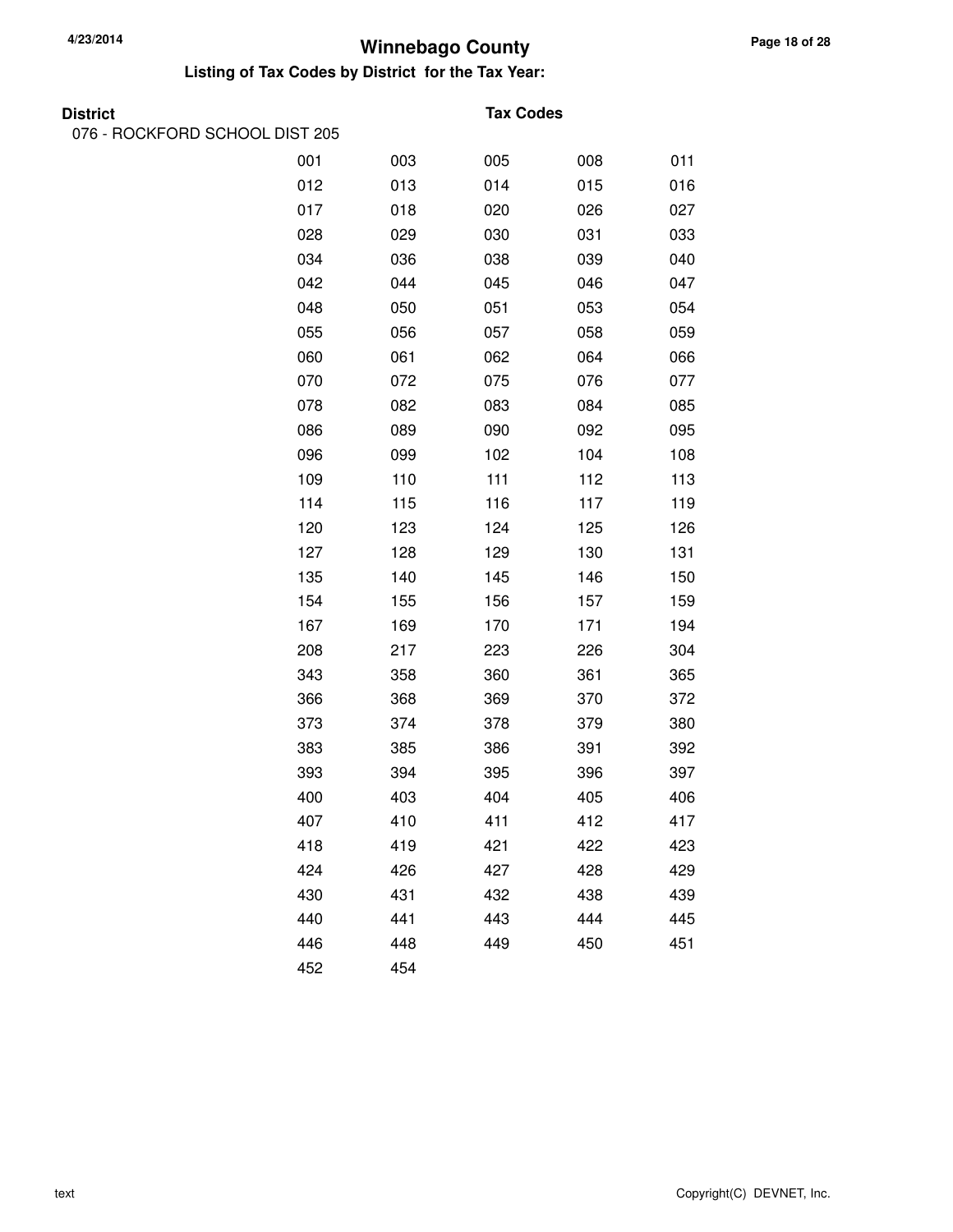# Winnebago County

## Listing of Tax Codes by District for the Tax Year:

| District | Tax Codes | | | | |
|---|---|---|---|---|---|
| 076 - ROCKFORD SCHOOL DIST 205 | | | | | |
| | 001 | 003 | 005 | 008 | 011 |
| | 012 | 013 | 014 | 015 | 016 |
| | 017 | 018 | 020 | 026 | 027 |
| | 028 | 029 | 030 | 031 | 033 |
| | 034 | 036 | 038 | 039 | 040 |
| | 042 | 044 | 045 | 046 | 047 |
| | 048 | 050 | 051 | 053 | 054 |
| | 055 | 056 | 057 | 058 | 059 |
| | 060 | 061 | 062 | 064 | 066 |
| | 070 | 072 | 075 | 076 | 077 |
| | 078 | 082 | 083 | 084 | 085 |
| | 086 | 089 | 090 | 092 | 095 |
| | 096 | 099 | 102 | 104 | 108 |
| | 109 | 110 | 111 | 112 | 113 |
| | 114 | 115 | 116 | 117 | 119 |
| | 120 | 123 | 124 | 125 | 126 |
| | 127 | 128 | 129 | 130 | 131 |
| | 135 | 140 | 145 | 146 | 150 |
| | 154 | 155 | 156 | 157 | 159 |
| | 167 | 169 | 170 | 171 | 194 |
| | 208 | 217 | 223 | 226 | 304 |
| | 343 | 358 | 360 | 361 | 365 |
| | 366 | 368 | 369 | 370 | 372 |
| | 373 | 374 | 378 | 379 | 380 |
| | 383 | 385 | 386 | 391 | 392 |
| | 393 | 394 | 395 | 396 | 397 |
| | 400 | 403 | 404 | 405 | 406 |
| | 407 | 410 | 411 | 412 | 417 |
| | 418 | 419 | 421 | 422 | 423 |
| | 424 | 426 | 427 | 428 | 429 |
| | 430 | 431 | 432 | 438 | 439 |
| | 440 | 441 | 443 | 444 | 445 |
| | 446 | 448 | 449 | 450 | 451 |
| | 452 | 454 | | | |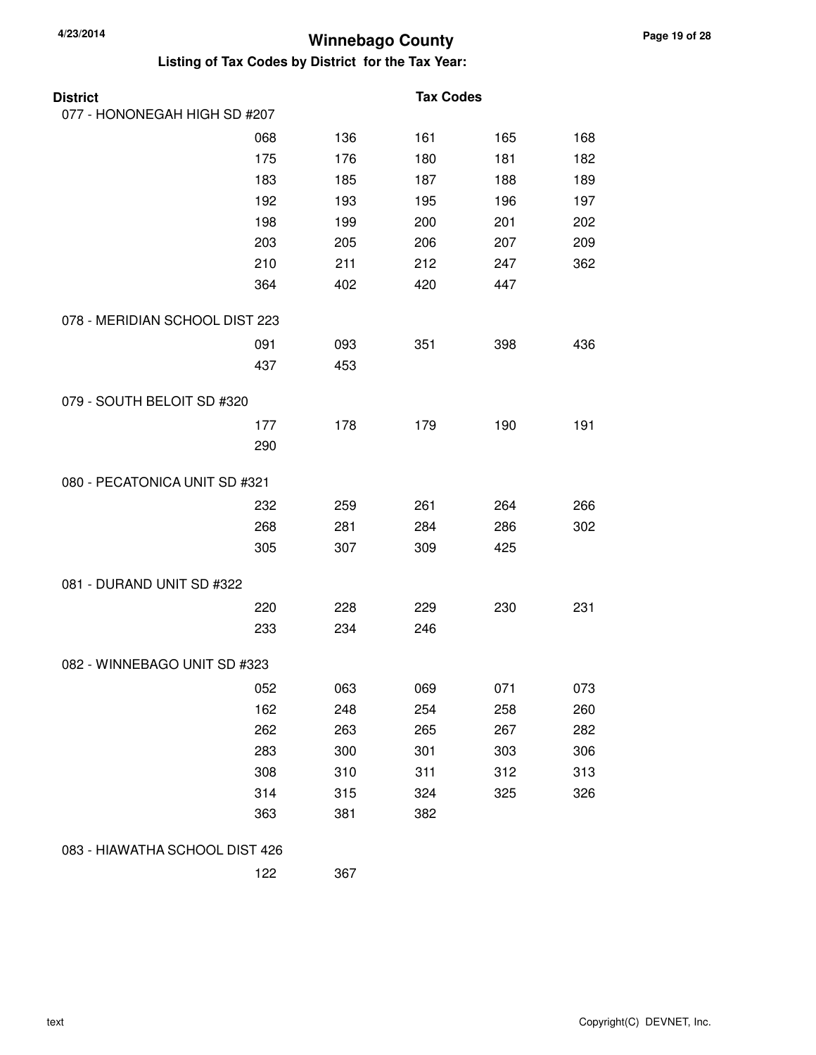# Winnebago County

## Listing of Tax Codes by District for the Tax Year:

| District | Tax Codes | | | | |
|---|---|---|---|---|---|
| **077 - HONONEGAH HIGH SD #207** | | | | | |
| | 068 | 136 | 161 | 165 | 168 |
| | 175 | 176 | 180 | 181 | 182 |
| | 183 | 185 | 187 | 188 | 189 |
| | 192 | 193 | 195 | 196 | 197 |
| | 198 | 199 | 200 | 201 | 202 |
| | 203 | 205 | 206 | 207 | 209 |
| | 210 | 211 | 212 | 247 | 362 |
| | 364 | 402 | 420 | 447 | |
| **078 - MERIDIAN SCHOOL DIST 223** | | | | | |
| | 091 | 093 | 351 | 398 | 436 |
| | 437 | 453 | | | |
| **079 - SOUTH BELOIT SD #320** | | | | | |
| | 177 | 178 | 179 | 190 | 191 |
| | 290 | | | | |
| **080 - PECATONICA UNIT SD #321** | | | | | |
| | 232 | 259 | 261 | 264 | 266 |
| | 268 | 281 | 284 | 286 | 302 |
| | 305 | 307 | 309 | 425 | |
| **081 - DURAND UNIT SD #322** | | | | | |
| | 220 | 228 | 229 | 230 | 231 |
| | 233 | 234 | 246 | | |
| **082 - WINNEBAGO UNIT SD #323** | | | | | |
| | 052 | 063 | 069 | 071 | 073 |
| | 162 | 248 | 254 | 258 | 260 |
| | 262 | 263 | 265 | 267 | 282 |
| | 283 | 300 | 301 | 303 | 306 |
| | 308 | 310 | 311 | 312 | 313 |
| | 314 | 315 | 324 | 325 | 326 |
| | 363 | 381 | 382 | | |
| **083 - HIAWATHA SCHOOL DIST 426** | | | | | |
| | 122 | 367 | | | |

text

Copyright(C) DEVNET, Inc.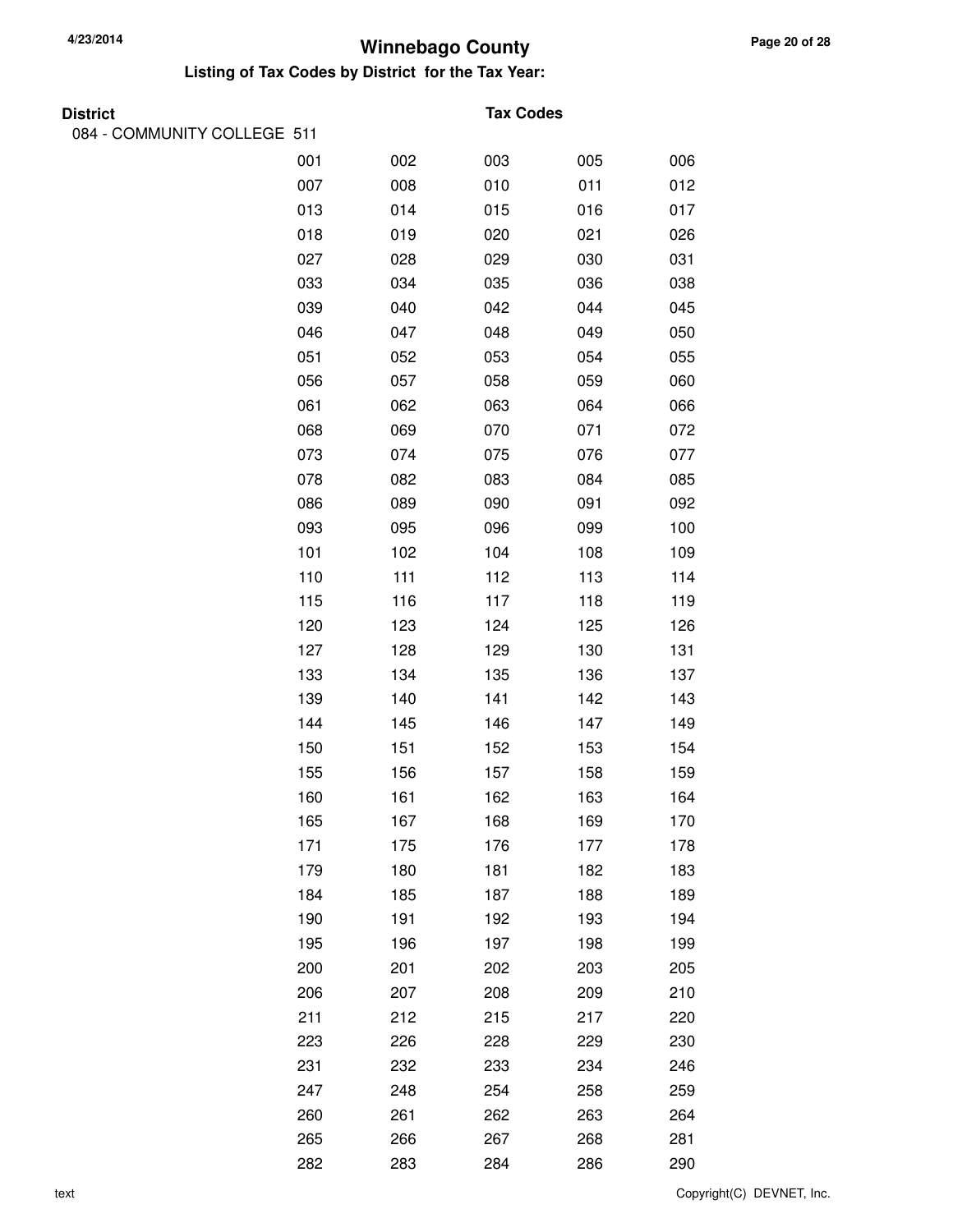# Winnebago County

**Listing of Tax Codes by District for the Tax Year:**

**District** — **Tax Codes**

084 - COMMUNITY COLLEGE 511

| | | | | |
|---|---|---|---|---|
| 001 | 002 | 003 | 005 | 006 |
| 007 | 008 | 010 | 011 | 012 |
| 013 | 014 | 015 | 016 | 017 |
| 018 | 019 | 020 | 021 | 026 |
| 027 | 028 | 029 | 030 | 031 |
| 033 | 034 | 035 | 036 | 038 |
| 039 | 040 | 042 | 044 | 045 |
| 046 | 047 | 048 | 049 | 050 |
| 051 | 052 | 053 | 054 | 055 |
| 056 | 057 | 058 | 059 | 060 |
| 061 | 062 | 063 | 064 | 066 |
| 068 | 069 | 070 | 071 | 072 |
| 073 | 074 | 075 | 076 | 077 |
| 078 | 082 | 083 | 084 | 085 |
| 086 | 089 | 090 | 091 | 092 |
| 093 | 095 | 096 | 099 | 100 |
| 101 | 102 | 104 | 108 | 109 |
| 110 | 111 | 112 | 113 | 114 |
| 115 | 116 | 117 | 118 | 119 |
| 120 | 123 | 124 | 125 | 126 |
| 127 | 128 | 129 | 130 | 131 |
| 133 | 134 | 135 | 136 | 137 |
| 139 | 140 | 141 | 142 | 143 |
| 144 | 145 | 146 | 147 | 149 |
| 150 | 151 | 152 | 153 | 154 |
| 155 | 156 | 157 | 158 | 159 |
| 160 | 161 | 162 | 163 | 164 |
| 165 | 167 | 168 | 169 | 170 |
| 171 | 175 | 176 | 177 | 178 |
| 179 | 180 | 181 | 182 | 183 |
| 184 | 185 | 187 | 188 | 189 |
| 190 | 191 | 192 | 193 | 194 |
| 195 | 196 | 197 | 198 | 199 |
| 200 | 201 | 202 | 203 | 205 |
| 206 | 207 | 208 | 209 | 210 |
| 211 | 212 | 215 | 217 | 220 |
| 223 | 226 | 228 | 229 | 230 |
| 231 | 232 | 233 | 234 | 246 |
| 247 | 248 | 254 | 258 | 259 |
| 260 | 261 | 262 | 263 | 264 |
| 265 | 266 | 267 | 268 | 281 |
| 282 | 283 | 284 | 286 | 290 |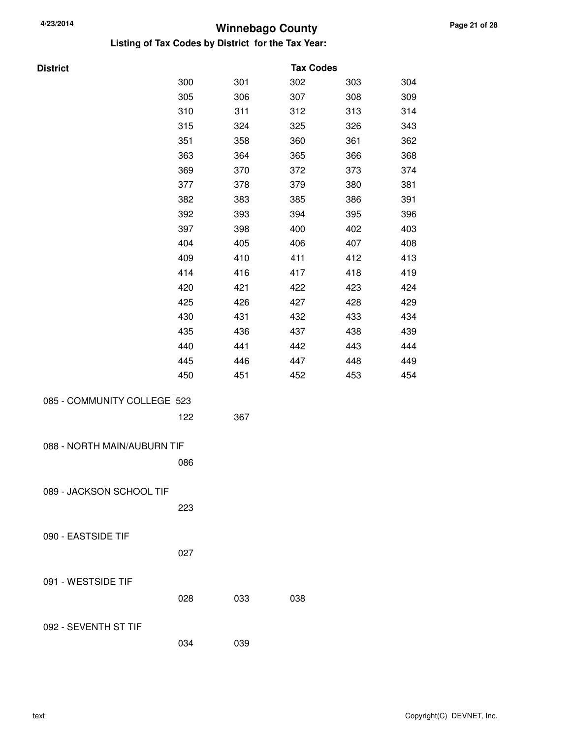# Winnebago County

## Listing of Tax Codes by District for the Tax Year:

| District | Tax Codes | | | | |
|---|---|---|---|---|---|
| | 300 | 301 | 302 | 303 | 304 |
| | 305 | 306 | 307 | 308 | 309 |
| | 310 | 311 | 312 | 313 | 314 |
| | 315 | 324 | 325 | 326 | 343 |
| | 351 | 358 | 360 | 361 | 362 |
| | 363 | 364 | 365 | 366 | 368 |
| | 369 | 370 | 372 | 373 | 374 |
| | 377 | 378 | 379 | 380 | 381 |
| | 382 | 383 | 385 | 386 | 391 |
| | 392 | 393 | 394 | 395 | 396 |
| | 397 | 398 | 400 | 402 | 403 |
| | 404 | 405 | 406 | 407 | 408 |
| | 409 | 410 | 411 | 412 | 413 |
| | 414 | 416 | 417 | 418 | 419 |
| | 420 | 421 | 422 | 423 | 424 |
| | 425 | 426 | 427 | 428 | 429 |
| | 430 | 431 | 432 | 433 | 434 |
| | 435 | 436 | 437 | 438 | 439 |
| | 440 | 441 | 442 | 443 | 444 |
| | 445 | 446 | 447 | 448 | 449 |
| | 450 | 451 | 452 | 453 | 454 |
| 085 - COMMUNITY COLLEGE 523 | | | | | |
| | 122 | 367 | | | |
| 088 - NORTH MAIN/AUBURN TIF | | | | | |
| | 086 | | | | |
| 089 - JACKSON SCHOOL TIF | | | | | |
| | 223 | | | | |
| 090 - EASTSIDE TIF | | | | | |
| | 027 | | | | |
| 091 - WESTSIDE TIF | | | | | |
| | 028 | 033 | 038 | | |
| 092 - SEVENTH ST TIF | | | | | |
| | 034 | 039 | | | |

text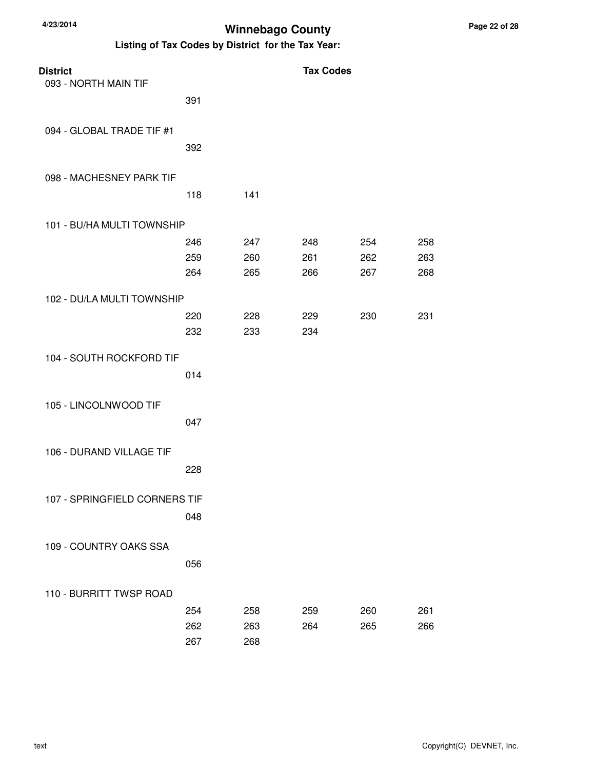# Winnebago County

## Listing of Tax Codes by District for the Tax Year:

| District | Tax Codes | | | | |
|---|---|---|---|---|---|
| 093 - NORTH MAIN TIF | | | | | |
| | 391 | | | | |
| 094 - GLOBAL TRADE TIF #1 | | | | | |
| | 392 | | | | |
| 098 - MACHESNEY PARK TIF | | | | | |
| | 118 | 141 | | | |
| 101 - BU/HA MULTI TOWNSHIP | | | | | |
| | 246 | 247 | 248 | 254 | 258 |
| | 259 | 260 | 261 | 262 | 263 |
| | 264 | 265 | 266 | 267 | 268 |
| 102 - DU/LA MULTI TOWNSHIP | | | | | |
| | 220 | 228 | 229 | 230 | 231 |
| | 232 | 233 | 234 | | |
| 104 - SOUTH ROCKFORD TIF | | | | | |
| | 014 | | | | |
| 105 - LINCOLNWOOD TIF | | | | | |
| | 047 | | | | |
| 106 - DURAND VILLAGE TIF | | | | | |
| | 228 | | | | |
| 107 - SPRINGFIELD CORNERS TIF | | | | | |
| | 048 | | | | |
| 109 - COUNTRY OAKS SSA | | | | | |
| | 056 | | | | |
| 110 - BURRITT TWSP ROAD | | | | | |
| | 254 | 258 | 259 | 260 | 261 |
| | 262 | 263 | 264 | 265 | 266 |
| | 267 | 268 | | | |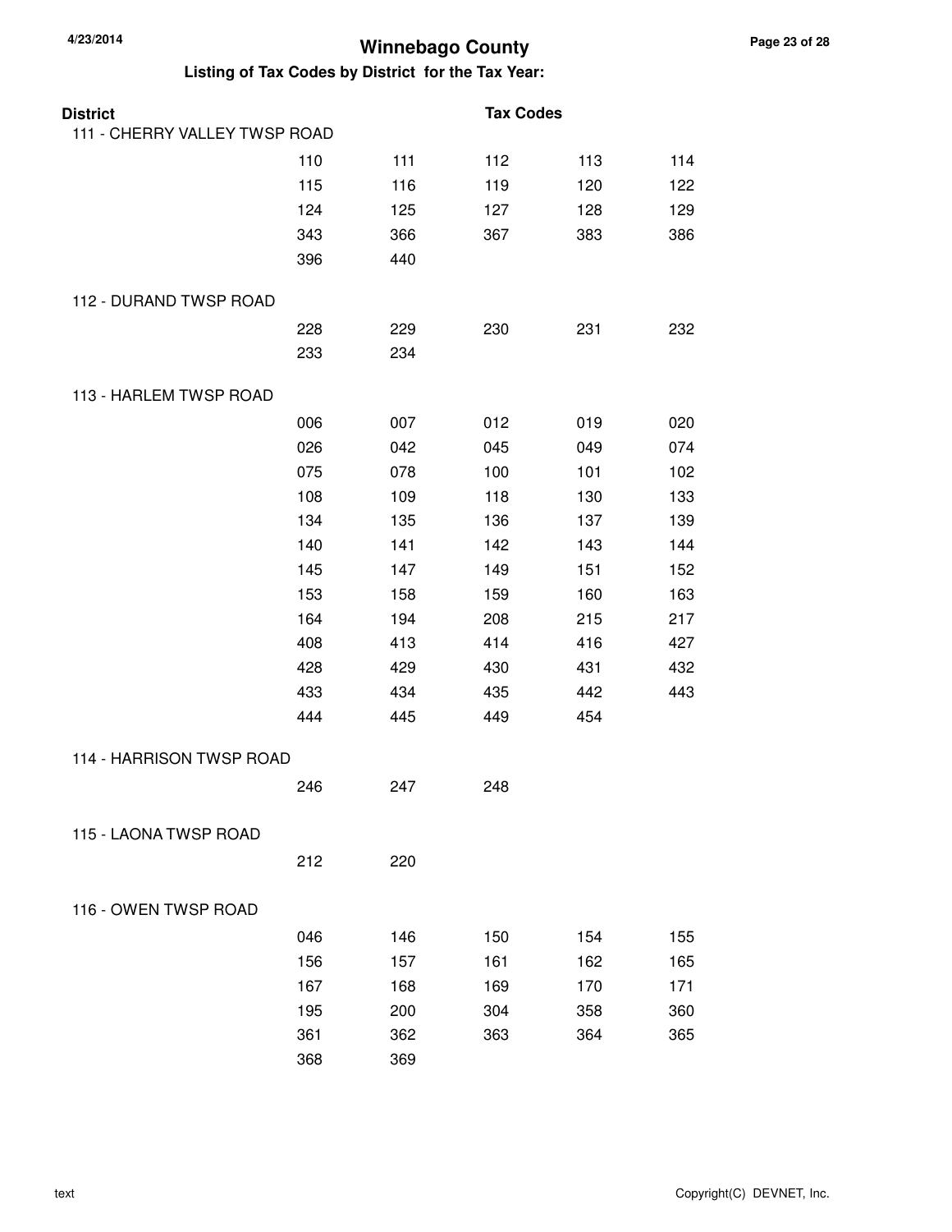# Winnebago County

## Listing of Tax Codes by District for the Tax Year:

**District** | **Tax Codes**

### 111 - CHERRY VALLEY TWSP ROAD

| | | | | |
|---|---|---|---|---|
| 110 | 111 | 112 | 113 | 114 |
| 115 | 116 | 119 | 120 | 122 |
| 124 | 125 | 127 | 128 | 129 |
| 343 | 366 | 367 | 383 | 386 |
| 396 | 440 | | | |

### 112 - DURAND TWSP ROAD

| | | | | |
|---|---|---|---|---|
| 228 | 229 | 230 | 231 | 232 |
| 233 | 234 | | | |

### 113 - HARLEM TWSP ROAD

| | | | | |
|---|---|---|---|---|
| 006 | 007 | 012 | 019 | 020 |
| 026 | 042 | 045 | 049 | 074 |
| 075 | 078 | 100 | 101 | 102 |
| 108 | 109 | 118 | 130 | 133 |
| 134 | 135 | 136 | 137 | 139 |
| 140 | 141 | 142 | 143 | 144 |
| 145 | 147 | 149 | 151 | 152 |
| 153 | 158 | 159 | 160 | 163 |
| 164 | 194 | 208 | 215 | 217 |
| 408 | 413 | 414 | 416 | 427 |
| 428 | 429 | 430 | 431 | 432 |
| 433 | 434 | 435 | 442 | 443 |
| 444 | 445 | 449 | 454 | |

### 114 - HARRISON TWSP ROAD

| | | |
|---|---|---|
| 246 | 247 | 248 |

### 115 - LAONA TWSP ROAD

| | |
|---|---|
| 212 | 220 |

### 116 - OWEN TWSP ROAD

| | | | | |
|---|---|---|---|---|
| 046 | 146 | 150 | 154 | 155 |
| 156 | 157 | 161 | 162 | 165 |
| 167 | 168 | 169 | 170 | 171 |
| 195 | 200 | 304 | 358 | 360 |
| 361 | 362 | 363 | 364 | 365 |
| 368 | 369 | | | |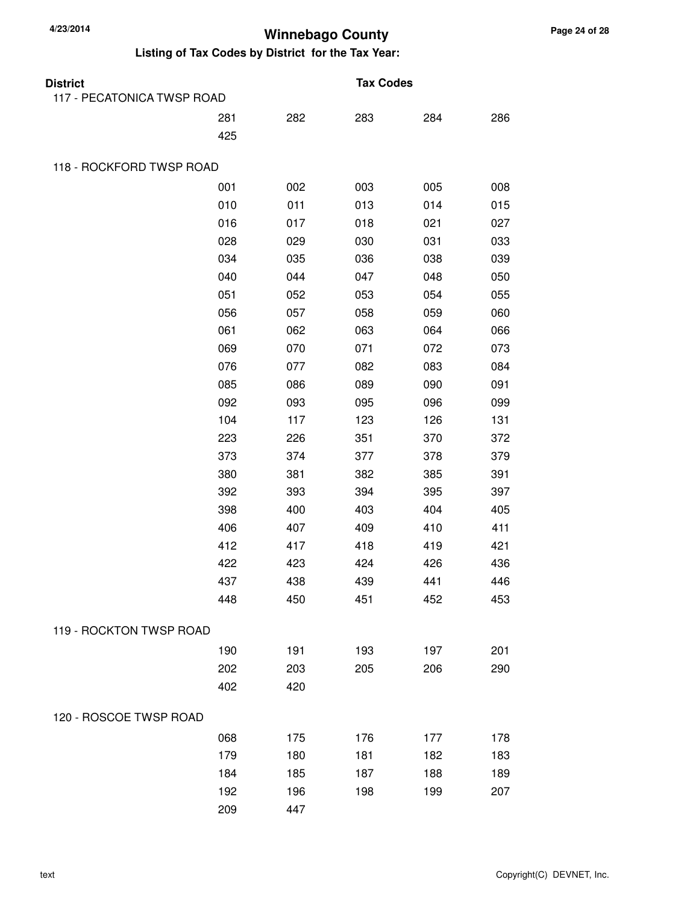# Winnebago County

## Listing of Tax Codes by District for the Tax Year:

| District | Tax Codes | | | | |
|---|---|---|---|---|---|
| 117 - PECATONICA TWSP ROAD | | | | | |
| | 281 | 282 | 283 | 284 | 286 |
| | 425 | | | | |
| 118 - ROCKFORD TWSP ROAD | | | | | |
| | 001 | 002 | 003 | 005 | 008 |
| | 010 | 011 | 013 | 014 | 015 |
| | 016 | 017 | 018 | 021 | 027 |
| | 028 | 029 | 030 | 031 | 033 |
| | 034 | 035 | 036 | 038 | 039 |
| | 040 | 044 | 047 | 048 | 050 |
| | 051 | 052 | 053 | 054 | 055 |
| | 056 | 057 | 058 | 059 | 060 |
| | 061 | 062 | 063 | 064 | 066 |
| | 069 | 070 | 071 | 072 | 073 |
| | 076 | 077 | 082 | 083 | 084 |
| | 085 | 086 | 089 | 090 | 091 |
| | 092 | 093 | 095 | 096 | 099 |
| | 104 | 117 | 123 | 126 | 131 |
| | 223 | 226 | 351 | 370 | 372 |
| | 373 | 374 | 377 | 378 | 379 |
| | 380 | 381 | 382 | 385 | 391 |
| | 392 | 393 | 394 | 395 | 397 |
| | 398 | 400 | 403 | 404 | 405 |
| | 406 | 407 | 409 | 410 | 411 |
| | 412 | 417 | 418 | 419 | 421 |
| | 422 | 423 | 424 | 426 | 436 |
| | 437 | 438 | 439 | 441 | 446 |
| | 448 | 450 | 451 | 452 | 453 |
| 119 - ROCKTON TWSP ROAD | | | | | |
| | 190 | 191 | 193 | 197 | 201 |
| | 202 | 203 | 205 | 206 | 290 |
| | 402 | 420 | | | |
| 120 - ROSCOE TWSP ROAD | | | | | |
| | 068 | 175 | 176 | 177 | 178 |
| | 179 | 180 | 181 | 182 | 183 |
| | 184 | 185 | 187 | 188 | 189 |
| | 192 | 196 | 198 | 199 | 207 |
| | 209 | 447 | | | |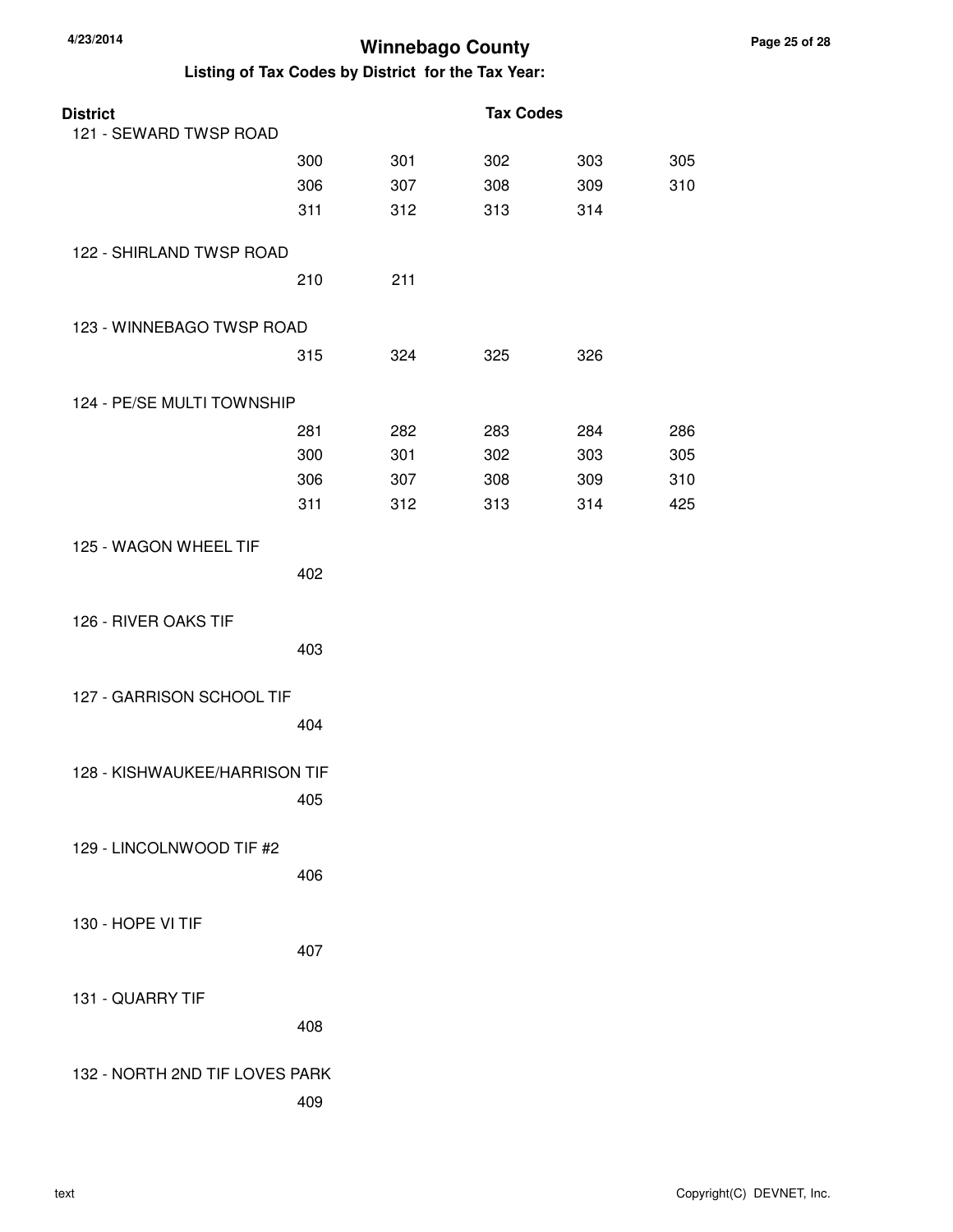# Winnebago County

## Listing of Tax Codes by District for the Tax Year:

| District | Tax Codes | | | | |
|---|---|---|---|---|---|
| 121 - SEWARD TWSP ROAD | | | | | |
| | 300 | 301 | 302 | 303 | 305 |
| | 306 | 307 | 308 | 309 | 310 |
| | 311 | 312 | 313 | 314 | |
| 122 - SHIRLAND TWSP ROAD | | | | | |
| | 210 | 211 | | | |
| 123 - WINNEBAGO TWSP ROAD | | | | | |
| | 315 | 324 | 325 | 326 | |
| 124 - PE/SE MULTI TOWNSHIP | | | | | |
| | 281 | 282 | 283 | 284 | 286 |
| | 300 | 301 | 302 | 303 | 305 |
| | 306 | 307 | 308 | 309 | 310 |
| | 311 | 312 | 313 | 314 | 425 |
| 125 - WAGON WHEEL TIF | | | | | |
| | 402 | | | | |
| 126 - RIVER OAKS TIF | | | | | |
| | 403 | | | | |
| 127 - GARRISON SCHOOL TIF | | | | | |
| | 404 | | | | |
| 128 - KISHWAUKEE/HARRISON TIF | | | | | |
| | 405 | | | | |
| 129 - LINCOLNWOOD TIF #2 | | | | | |
| | 406 | | | | |
| 130 - HOPE VI TIF | | | | | |
| | 407 | | | | |
| 131 - QUARRY TIF | | | | | |
| | 408 | | | | |
| 132 - NORTH 2ND TIF LOVES PARK | | | | | |
| | 409 | | | | |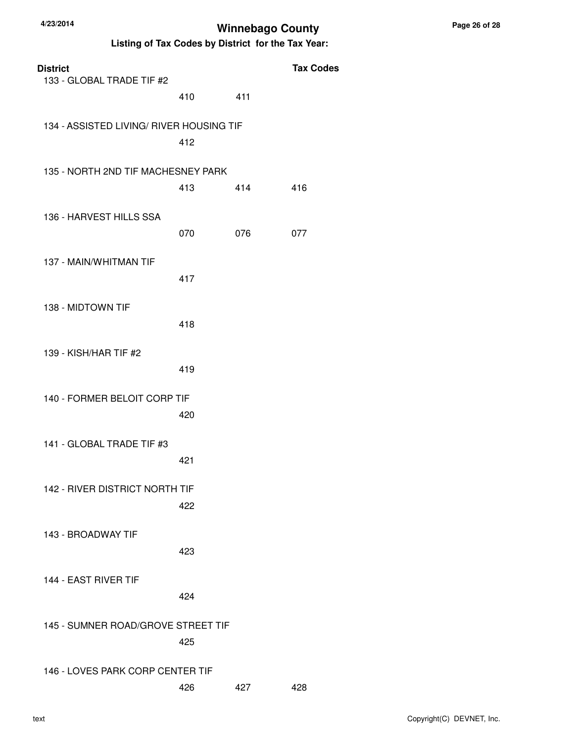# Winnebago County

## Listing of Tax Codes by District for the Tax Year:

| District | | | Tax Codes |
|---|---|---|---|
| 133 - GLOBAL TRADE TIF #2 | | | |
| | 410 | 411 | |
| 134 - ASSISTED LIVING/ RIVER HOUSING TIF | | | |
| | 412 | | |
| 135 - NORTH 2ND TIF MACHESNEY PARK | | | |
| | 413 | 414 | 416 |
| 136 - HARVEST HILLS SSA | | | |
| | 070 | 076 | 077 |
| 137 - MAIN/WHITMAN TIF | | | |
| | 417 | | |
| 138 - MIDTOWN TIF | | | |
| | 418 | | |
| 139 - KISH/HAR TIF #2 | | | |
| | 419 | | |
| 140 - FORMER BELOIT CORP TIF | | | |
| | 420 | | |
| 141 - GLOBAL TRADE TIF #3 | | | |
| | 421 | | |
| 142 - RIVER DISTRICT NORTH TIF | | | |
| | 422 | | |
| 143 - BROADWAY TIF | | | |
| | 423 | | |
| 144 - EAST RIVER TIF | | | |
| | 424 | | |
| 145 - SUMNER ROAD/GROVE STREET TIF | | | |
| | 425 | | |
| 146 - LOVES PARK CORP CENTER TIF | | | |
| | 426 | 427 | 428 |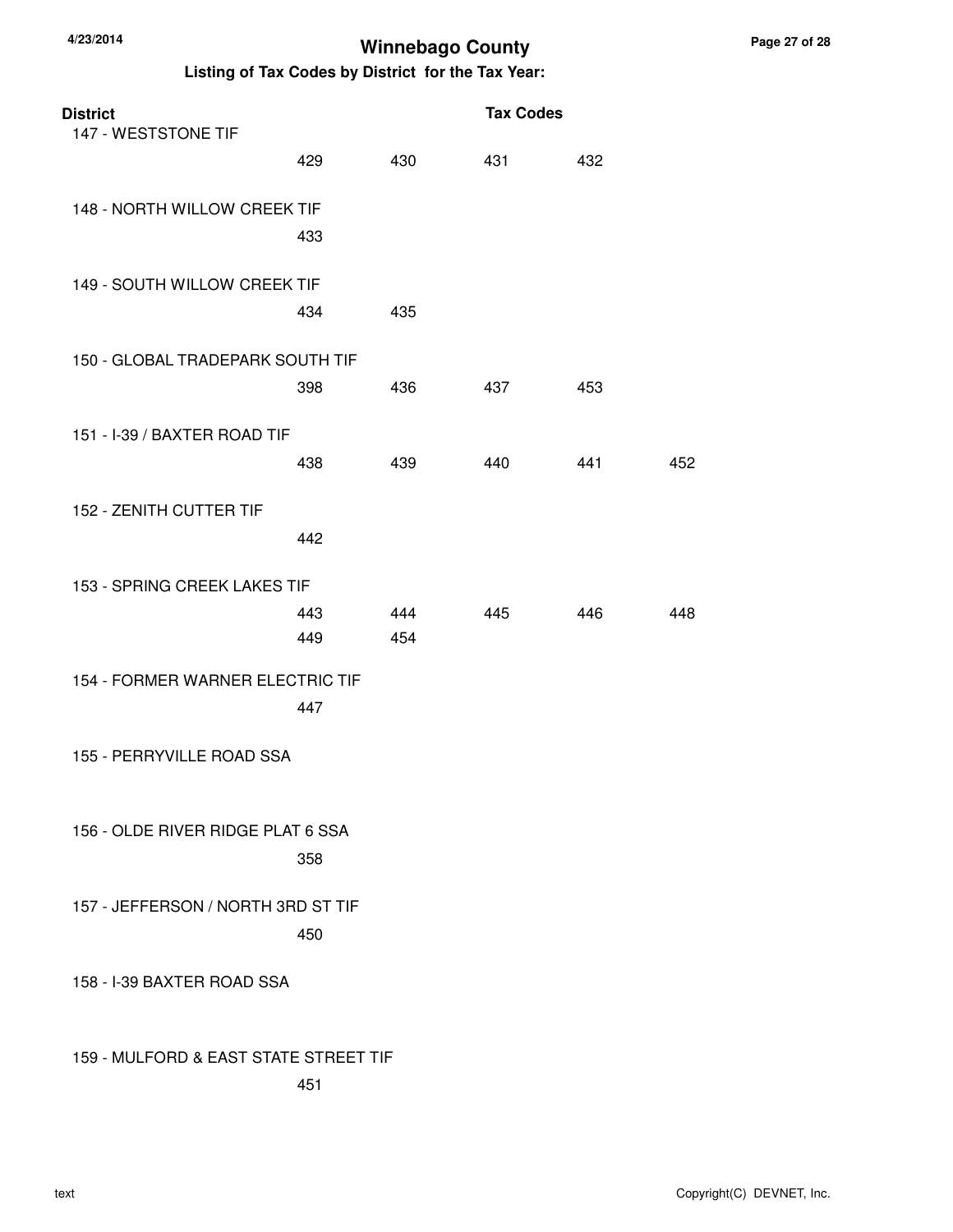# Winnebago County

## Listing of Tax Codes by District for the Tax Year:

| District | Tax Codes | | | | |
|---|---|---|---|---|---|
| 147 - WESTSTONE TIF | | | | | |
| | 429 | 430 | 431 | 432 | |
| 148 - NORTH WILLOW CREEK TIF | | | | | |
| | 433 | | | | |
| 149 - SOUTH WILLOW CREEK TIF | | | | | |
| | 434 | 435 | | | |
| 150 - GLOBAL TRADEPARK SOUTH TIF | | | | | |
| | 398 | 436 | 437 | 453 | |
| 151 - I-39 / BAXTER ROAD TIF | | | | | |
| | 438 | 439 | 440 | 441 | 452 |
| 152 - ZENITH CUTTER TIF | | | | | |
| | 442 | | | | |
| 153 - SPRING CREEK LAKES TIF | | | | | |
| | 443 | 444 | 445 | 446 | 448 |
| | 449 | 454 | | | |
| 154 - FORMER WARNER ELECTRIC TIF | | | | | |
| | 447 | | | | |
| 155 - PERRYVILLE ROAD SSA | | | | | |
| 156 - OLDE RIVER RIDGE PLAT 6 SSA | | | | | |
| | 358 | | | | |
| 157 - JEFFERSON / NORTH 3RD ST TIF | | | | | |
| | 450 | | | | |
| 158 - I-39 BAXTER ROAD SSA | | | | | |
| 159 - MULFORD & EAST STATE STREET TIF | | | | | |
| | 451 | | | | |

text

Copyright(C) DEVNET, Inc.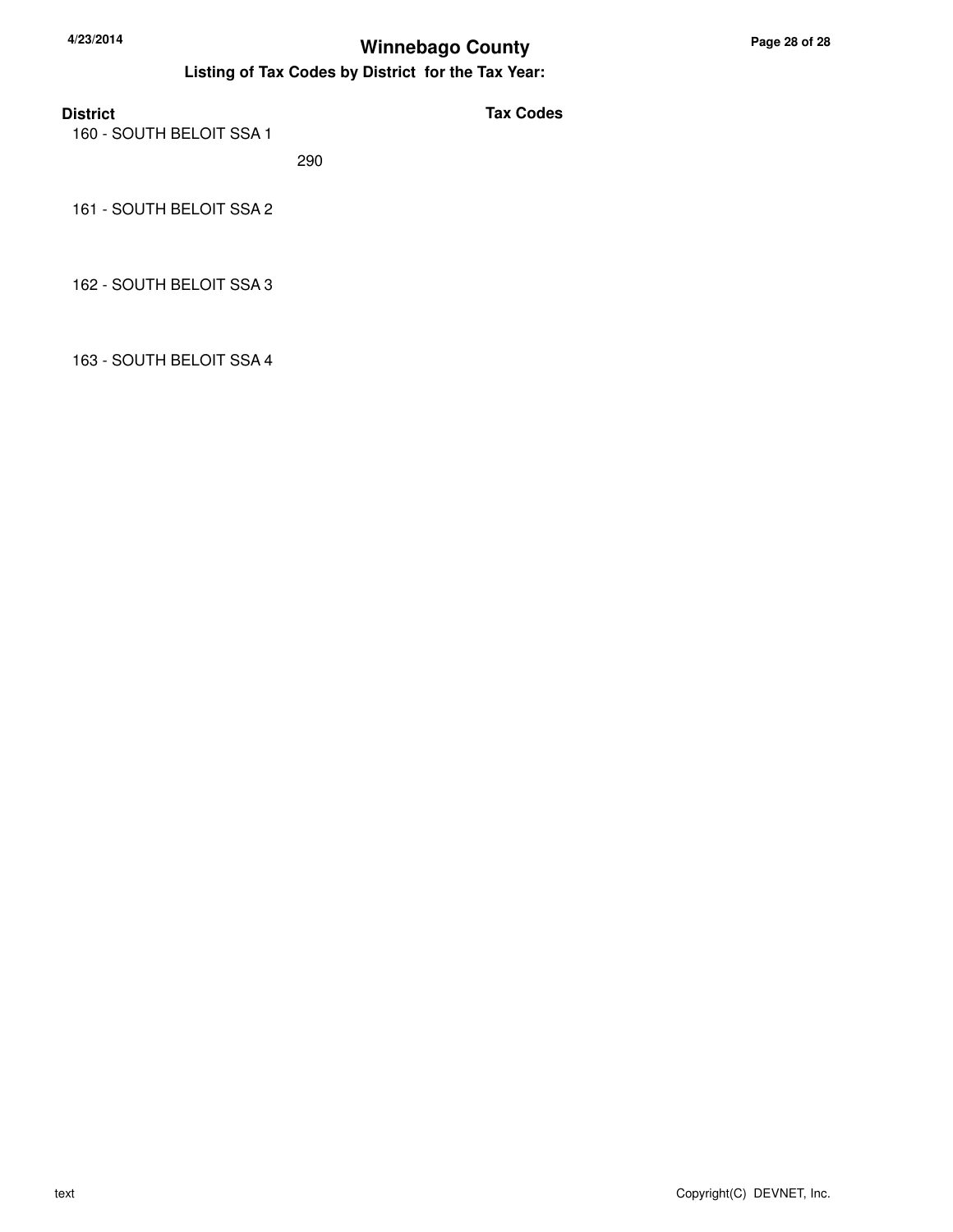# Winnebago County

## Listing of Tax Codes by District for the Tax Year:

| District | Tax Codes |
|---|---|
| 160 - SOUTH BELOIT SSA 1 | 290 |
| 161 - SOUTH BELOIT SSA 2 | |
| 162 - SOUTH BELOIT SSA 3 | |
| 163 - SOUTH BELOIT SSA 4 | |